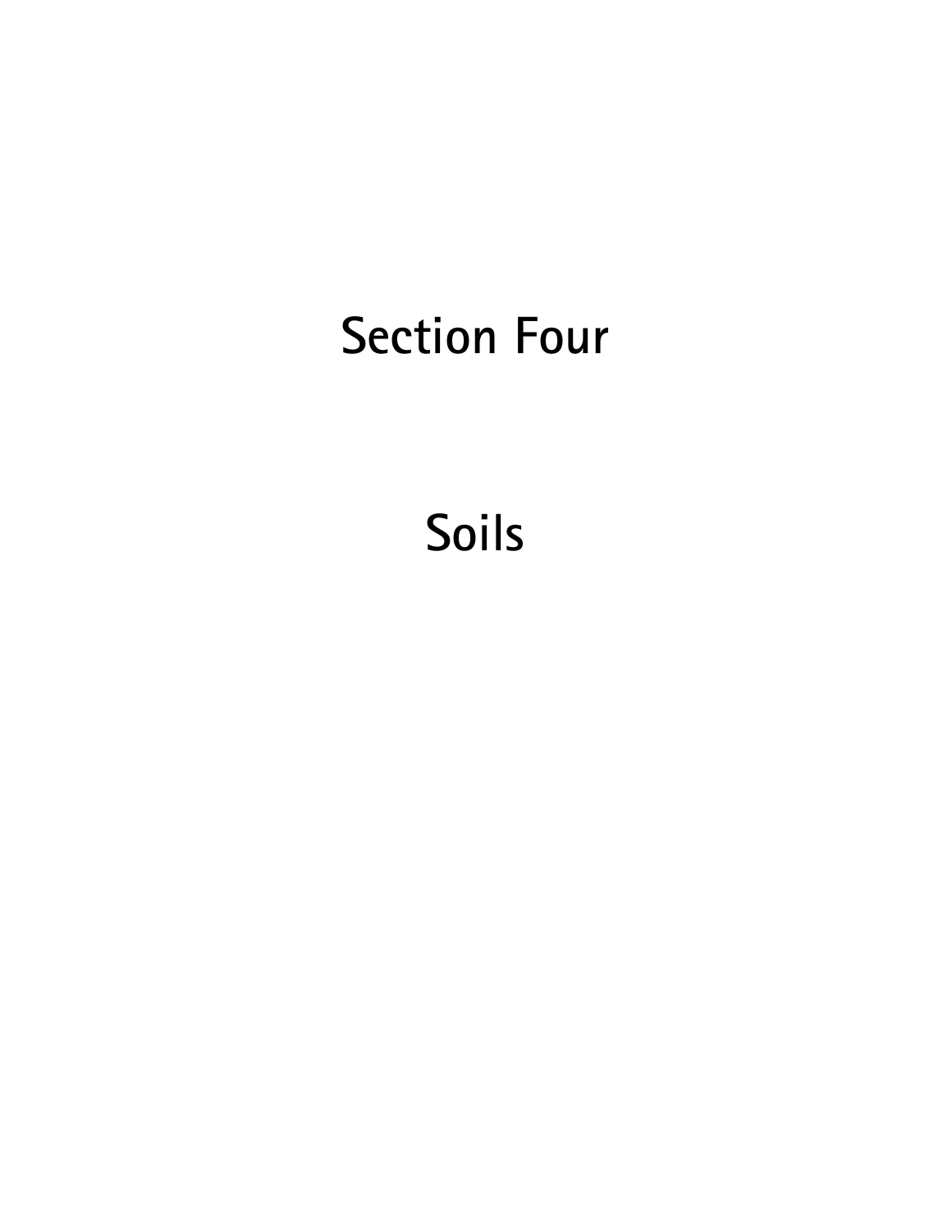# Section Four

# Soils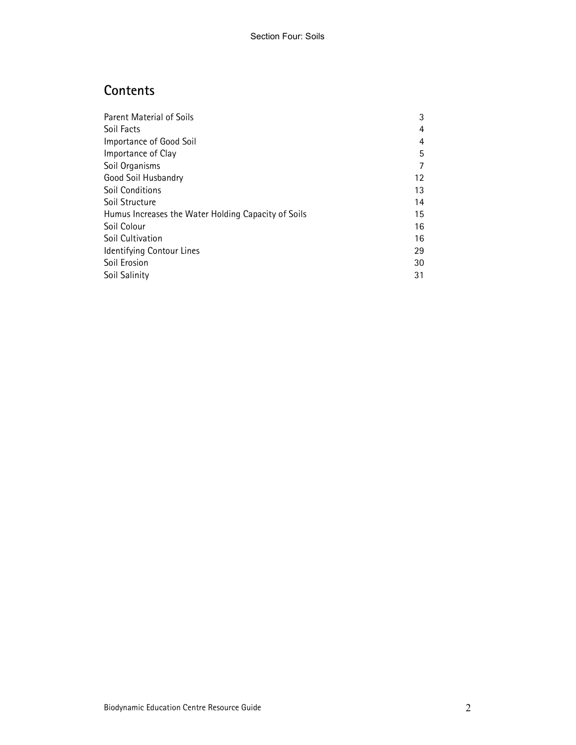## Contents

| | |
|---|---|
| Parent Material of Soils | 3 |
| Soil Facts | 4 |
| Importance of Good Soil | 4 |
| Importance of Clay | 5 |
| Soil Organisms | 7 |
| Good Soil Husbandry | 12 |
| Soil Conditions | 13 |
| Soil Structure | 14 |
| Humus Increases the Water Holding Capacity of Soils | 15 |
| Soil Colour | 16 |
| Soil Cultivation | 16 |
| Identifying Contour Lines | 29 |
| Soil Erosion | 30 |
| Soil Salinity | 31 |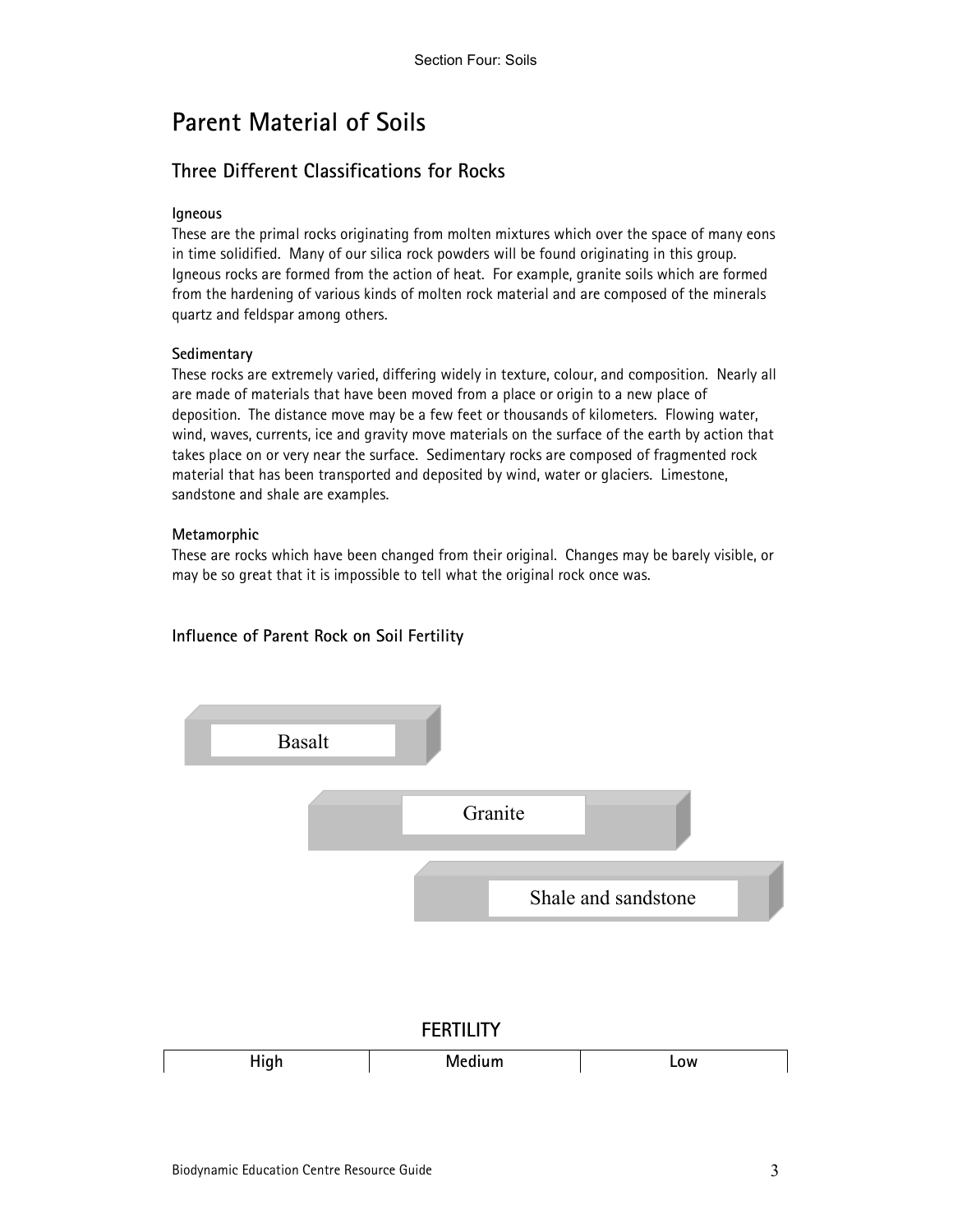# Parent Material of Soils

## Three Different Classifications for Rocks

**Igneous**

These are the primal rocks originating from molten mixtures which over the space of many eons in time solidified. Many of our silica rock powders will be found originating in this group. Igneous rocks are formed from the action of heat. For example, granite soils which are formed from the hardening of various kinds of molten rock material and are composed of the minerals quartz and feldspar among others.

**Sedimentary**

These rocks are extremely varied, differing widely in texture, colour, and composition. Nearly all are made of materials that have been moved from a place or origin to a new place of deposition. The distance move may be a few feet or thousands of kilometers. Flowing water, wind, waves, currents, ice and gravity move materials on the surface of the earth by action that takes place on or very near the surface. Sedimentary rocks are composed of fragmented rock material that has been transported and deposited by wind, water or glaciers. Limestone, sandstone and shale are examples.

**Metamorphic**

These are rocks which have been changed from their original. Changes may be barely visible, or may be so great that it is impossible to tell what the original rock once was.

### Influence of Parent Rock on Soil Fertility

Basalt

Granite

Shale and sandstone

**FERTILITY**

| High | Medium | Low |
|---|---|---|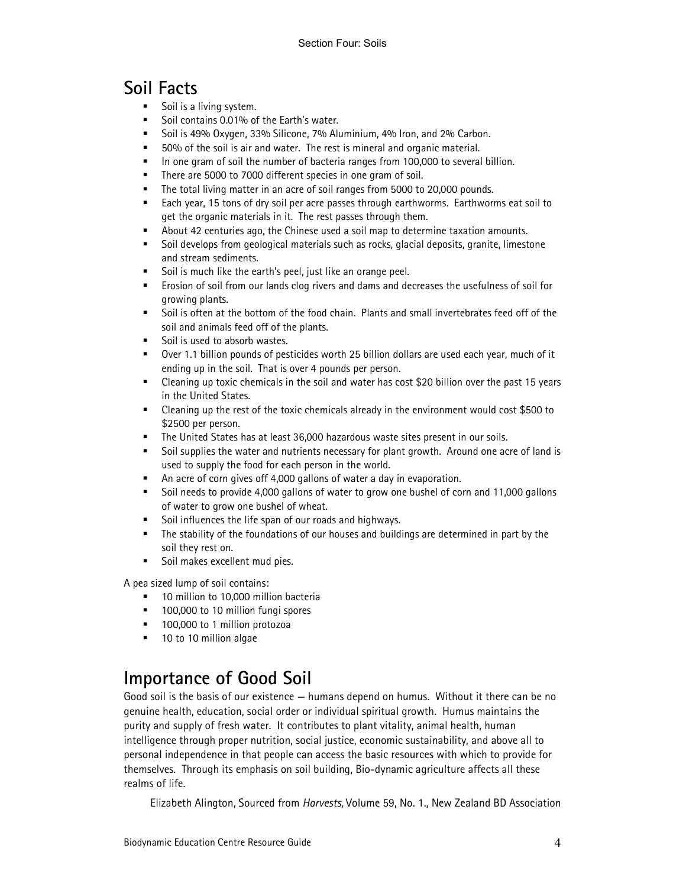## Soil Facts

- Soil is a living system.
- Soil contains 0.01% of the Earth's water.
- Soil is 49% Oxygen, 33% Silicone, 7% Aluminium, 4% Iron, and 2% Carbon.
- 50% of the soil is air and water. The rest is mineral and organic material.
- In one gram of soil the number of bacteria ranges from 100,000 to several billion.
- There are 5000 to 7000 different species in one gram of soil.
- The total living matter in an acre of soil ranges from 5000 to 20,000 pounds.
- Each year, 15 tons of dry soil per acre passes through earthworms. Earthworms eat soil to get the organic materials in it. The rest passes through them.
- About 42 centuries ago, the Chinese used a soil map to determine taxation amounts.
- Soil develops from geological materials such as rocks, glacial deposits, granite, limestone and stream sediments.
- Soil is much like the earth's peel, just like an orange peel.
- Erosion of soil from our lands clog rivers and dams and decreases the usefulness of soil for growing plants.
- Soil is often at the bottom of the food chain. Plants and small invertebrates feed off of the soil and animals feed off of the plants.
- Soil is used to absorb wastes.
- Over 1.1 billion pounds of pesticides worth 25 billion dollars are used each year, much of it ending up in the soil. That is over 4 pounds per person.
- Cleaning up toxic chemicals in the soil and water has cost $20 billion over the past 15 years in the United States.
- Cleaning up the rest of the toxic chemicals already in the environment would cost $500 to $2500 per person.
- The United States has at least 36,000 hazardous waste sites present in our soils.
- Soil supplies the water and nutrients necessary for plant growth. Around one acre of land is used to supply the food for each person in the world.
- An acre of corn gives off 4,000 gallons of water a day in evaporation.
- Soil needs to provide 4,000 gallons of water to grow one bushel of corn and 11,000 gallons of water to grow one bushel of wheat.
- Soil influences the life span of our roads and highways.
- The stability of the foundations of our houses and buildings are determined in part by the soil they rest on.
- Soil makes excellent mud pies.

A pea sized lump of soil contains:

- 10 million to 10,000 million bacteria
- 100,000 to 10 million fungi spores
- 100,000 to 1 million protozoa
- 10 to 10 million algae

## Importance of Good Soil

Good soil is the basis of our existence – humans depend on humus. Without it there can be no genuine health, education, social order or individual spiritual growth. Humus maintains the purity and supply of fresh water. It contributes to plant vitality, animal health, human intelligence through proper nutrition, social justice, economic sustainability, and above all to personal independence in that people can access the basic resources with which to provide for themselves. Through its emphasis on soil building, Bio-dynamic agriculture affects all these realms of life.

Elizabeth Alington, Sourced from *Harvests,* Volume 59, No. 1., New Zealand BD Association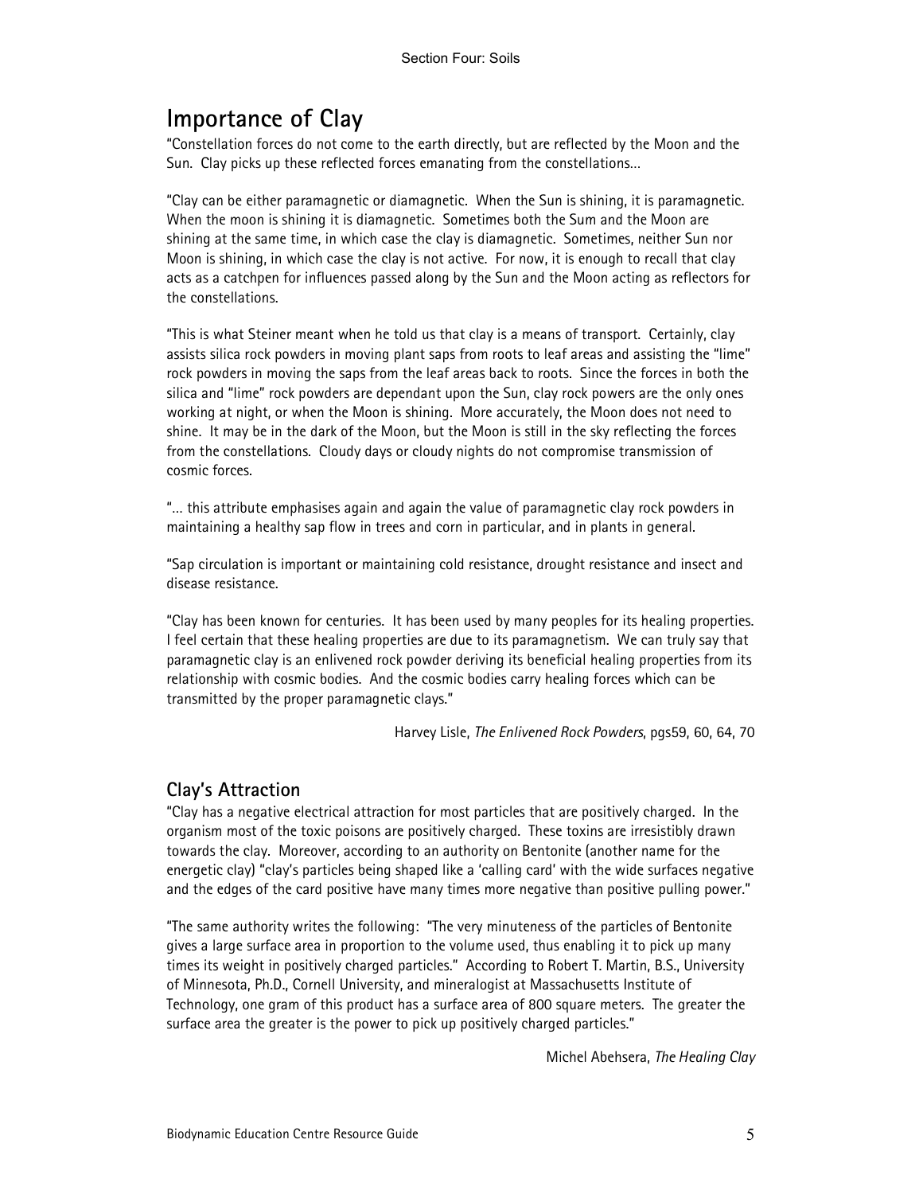# Importance of Clay

"Constellation forces do not come to the earth directly, but are reflected by the Moon and the Sun. Clay picks up these reflected forces emanating from the constellations…

"Clay can be either paramagnetic or diamagnetic. When the Sun is shining, it is paramagnetic. When the moon is shining it is diamagnetic. Sometimes both the Sum and the Moon are shining at the same time, in which case the clay is diamagnetic. Sometimes, neither Sun nor Moon is shining, in which case the clay is not active. For now, it is enough to recall that clay acts as a catchpen for influences passed along by the Sun and the Moon acting as reflectors for the constellations.

"This is what Steiner meant when he told us that clay is a means of transport. Certainly, clay assists silica rock powders in moving plant saps from roots to leaf areas and assisting the "lime" rock powders in moving the saps from the leaf areas back to roots. Since the forces in both the silica and "lime" rock powders are dependant upon the Sun, clay rock powers are the only ones working at night, or when the Moon is shining. More accurately, the Moon does not need to shine. It may be in the dark of the Moon, but the Moon is still in the sky reflecting the forces from the constellations. Cloudy days or cloudy nights do not compromise transmission of cosmic forces.

"… this attribute emphasises again and again the value of paramagnetic clay rock powders in maintaining a healthy sap flow in trees and corn in particular, and in plants in general.

"Sap circulation is important or maintaining cold resistance, drought resistance and insect and disease resistance.

"Clay has been known for centuries. It has been used by many peoples for its healing properties. I feel certain that these healing properties are due to its paramagnetism. We can truly say that paramagnetic clay is an enlivened rock powder deriving its beneficial healing properties from its relationship with cosmic bodies. And the cosmic bodies carry healing forces which can be transmitted by the proper paramagnetic clays."

Harvey Lisle, *The Enlivened Rock Powders*, pgs59, 60, 64, 70

## Clay's Attraction

"Clay has a negative electrical attraction for most particles that are positively charged. In the organism most of the toxic poisons are positively charged. These toxins are irresistibly drawn towards the clay. Moreover, according to an authority on Bentonite (another name for the energetic clay) "clay's particles being shaped like a 'calling card' with the wide surfaces negative and the edges of the card positive have many times more negative than positive pulling power."

"The same authority writes the following: "The very minuteness of the particles of Bentonite gives a large surface area in proportion to the volume used, thus enabling it to pick up many times its weight in positively charged particles." According to Robert T. Martin, B.S., University of Minnesota, Ph.D., Cornell University, and mineralogist at Massachusetts Institute of Technology, one gram of this product has a surface area of 800 square meters. The greater the surface area the greater is the power to pick up positively charged particles."

Michel Abehsera, *The Healing Clay*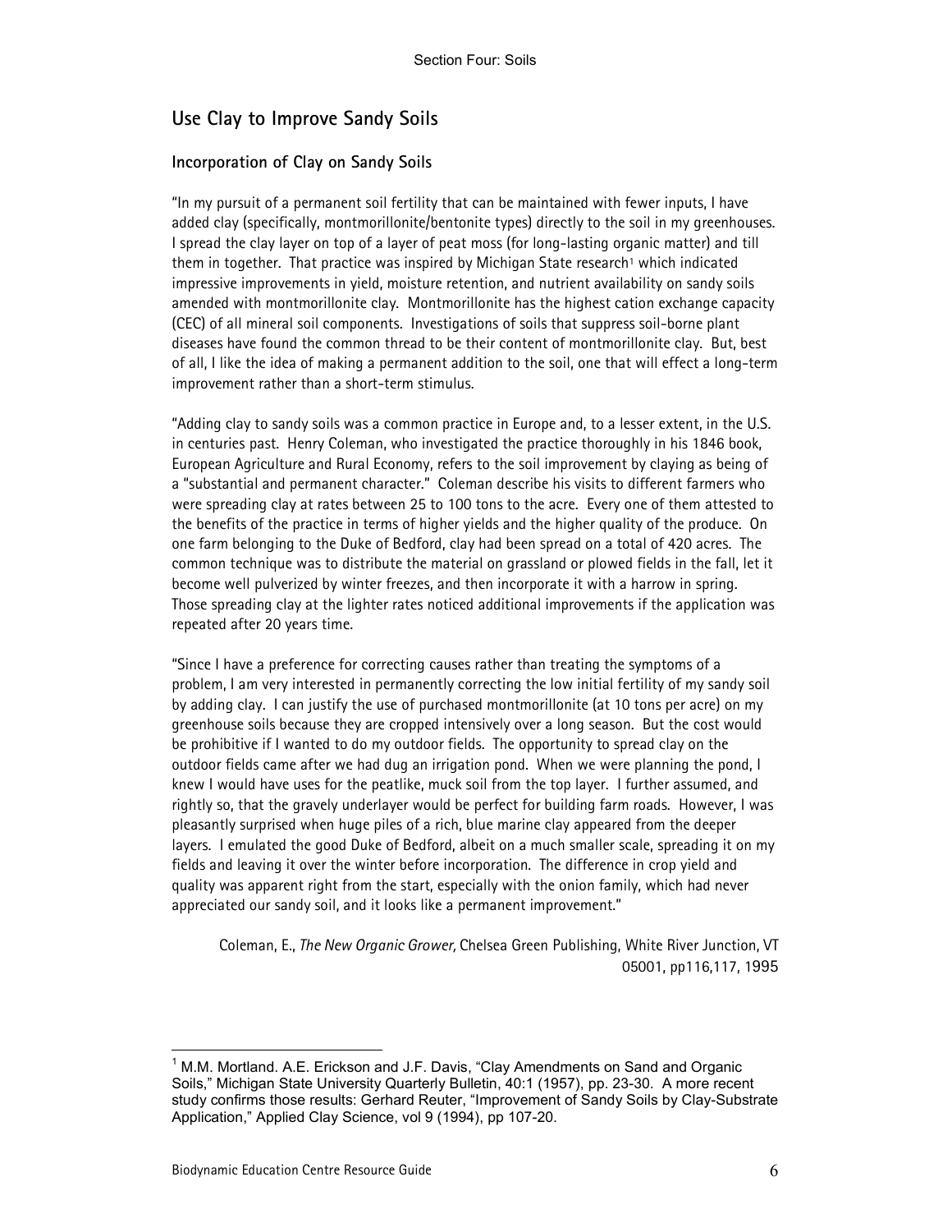## Use Clay to Improve Sandy Soils

### Incorporation of Clay on Sandy Soils

"In my pursuit of a permanent soil fertility that can be maintained with fewer inputs, I have added clay (specifically, montmorillonite/bentonite types) directly to the soil in my greenhouses. I spread the clay layer on top of a layer of peat moss (for long-lasting organic matter) and till them in together. That practice was inspired by Michigan State research[1] which indicated impressive improvements in yield, moisture retention, and nutrient availability on sandy soils amended with montmorillonite clay. Montmorillonite has the highest cation exchange capacity (CEC) of all mineral soil components. Investigations of soils that suppress soil-borne plant diseases have found the common thread to be their content of montmorillonite clay. But, best of all, I like the idea of making a permanent addition to the soil, one that will effect a long-term improvement rather than a short-term stimulus.

"Adding clay to sandy soils was a common practice in Europe and, to a lesser extent, in the U.S. in centuries past. Henry Coleman, who investigated the practice thoroughly in his 1846 book, European Agriculture and Rural Economy, refers to the soil improvement by claying as being of a "substantial and permanent character." Coleman describe his visits to different farmers who were spreading clay at rates between 25 to 100 tons to the acre. Every one of them attested to the benefits of the practice in terms of higher yields and the higher quality of the produce. On one farm belonging to the Duke of Bedford, clay had been spread on a total of 420 acres. The common technique was to distribute the material on grassland or plowed fields in the fall, let it become well pulverized by winter freezes, and then incorporate it with a harrow in spring. Those spreading clay at the lighter rates noticed additional improvements if the application was repeated after 20 years time.

"Since I have a preference for correcting causes rather than treating the symptoms of a problem, I am very interested in permanently correcting the low initial fertility of my sandy soil by adding clay. I can justify the use of purchased montmorillonite (at 10 tons per acre) on my greenhouse soils because they are cropped intensively over a long season. But the cost would be prohibitive if I wanted to do my outdoor fields. The opportunity to spread clay on the outdoor fields came after we had dug an irrigation pond. When we were planning the pond, I knew I would have uses for the peatlike, muck soil from the top layer. I further assumed, and rightly so, that the gravely underlayer would be perfect for building farm roads. However, I was pleasantly surprised when huge piles of a rich, blue marine clay appeared from the deeper layers. I emulated the good Duke of Bedford, albeit on a much smaller scale, spreading it on my fields and leaving it over the winter before incorporation. The difference in crop yield and quality was apparent right from the start, especially with the onion family, which had never appreciated our sandy soil, and it looks like a permanent improvement."

Coleman, E., *The New Organic Grower,* Chelsea Green Publishing, White River Junction, VT 05001, pp116,117, 1995

---

[1] M.M. Mortland. A.E. Erickson and J.F. Davis, "Clay Amendments on Sand and Organic Soils," Michigan State University Quarterly Bulletin, 40:1 (1957), pp. 23-30. A more recent study confirms those results: Gerhard Reuter, "Improvement of Sandy Soils by Clay-Substrate Application," Applied Clay Science, vol 9 (1994), pp 107-20.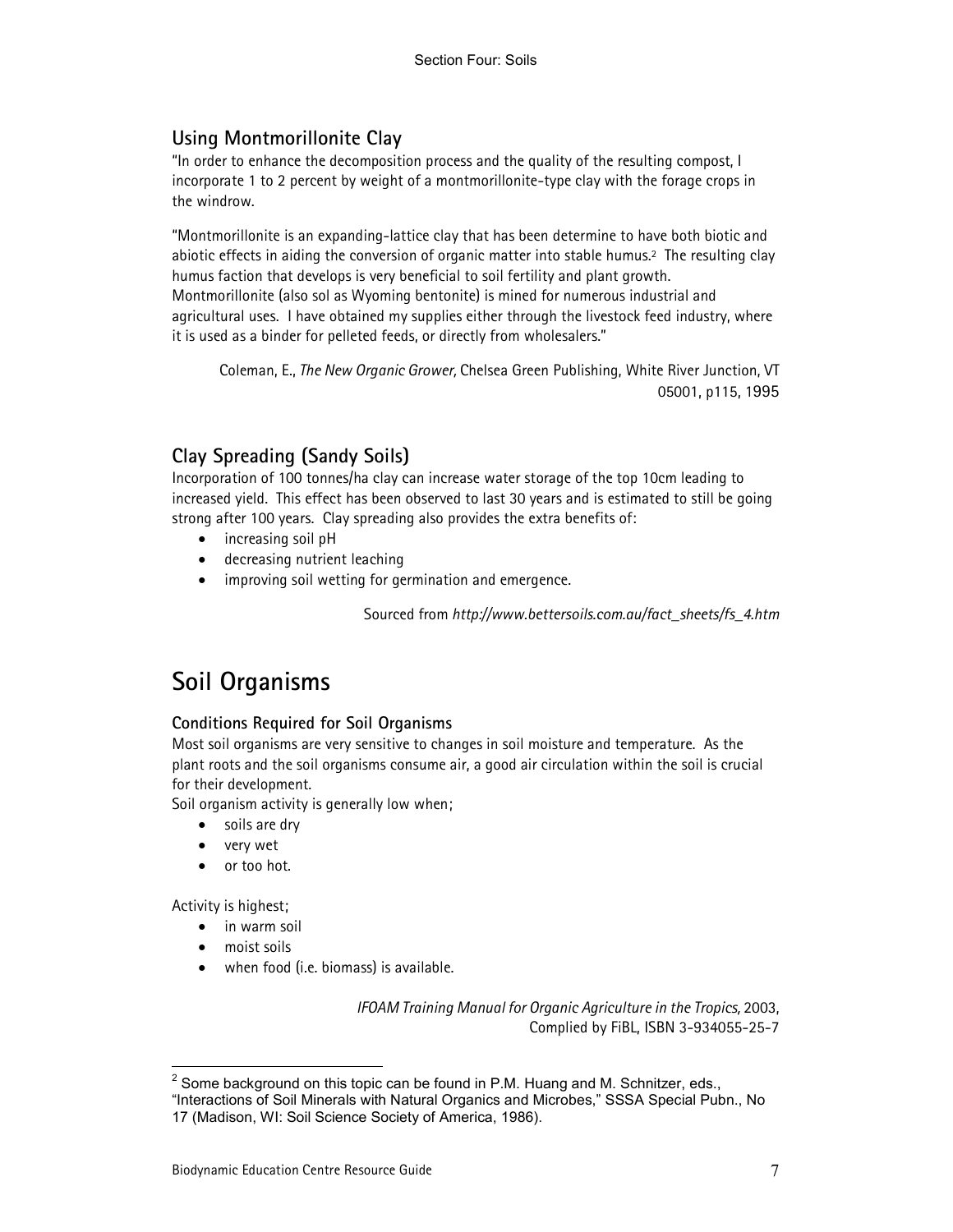### Using Montmorillonite Clay

"In order to enhance the decomposition process and the quality of the resulting compost, I incorporate 1 to 2 percent by weight of a montmorillonite-type clay with the forage crops in the windrow.

"Montmorillonite is an expanding-lattice clay that has been determine to have both biotic and abiotic effects in aiding the conversion of organic matter into stable humus.[2] The resulting clay humus faction that develops is very beneficial to soil fertility and plant growth. Montmorillonite (also sol as Wyoming bentonite) is mined for numerous industrial and agricultural uses. I have obtained my supplies either through the livestock feed industry, where it is used as a binder for pelleted feeds, or directly from wholesalers."

Coleman, E., *The New Organic Grower,* Chelsea Green Publishing, White River Junction, VT 05001, p115, 1995

### Clay Spreading (Sandy Soils)

Incorporation of 100 tonnes/ha clay can increase water storage of the top 10cm leading to increased yield. This effect has been observed to last 30 years and is estimated to still be going strong after 100 years. Clay spreading also provides the extra benefits of:

- increasing soil pH
- decreasing nutrient leaching
- improving soil wetting for germination and emergence.

Sourced from *http://www.bettersoils.com.au/fact_sheets/fs_4.htm*

## Soil Organisms

#### Conditions Required for Soil Organisms

Most soil organisms are very sensitive to changes in soil moisture and temperature. As the plant roots and the soil organisms consume air, a good air circulation within the soil is crucial for their development.

Soil organism activity is generally low when;

- soils are dry
- very wet
- or too hot.

Activity is highest;

- in warm soil
- moist soils
- when food (i.e. biomass) is available.

*IFOAM Training Manual for Organic Agriculture in the Tropics,* 2003, Complied by FiBL, ISBN 3-934055-25-7

---

[2] Some background on this topic can be found in P.M. Huang and M. Schnitzer, eds., "Interactions of Soil Minerals with Natural Organics and Microbes," SSSA Special Pubn., No 17 (Madison, WI: Soil Science Society of America, 1986).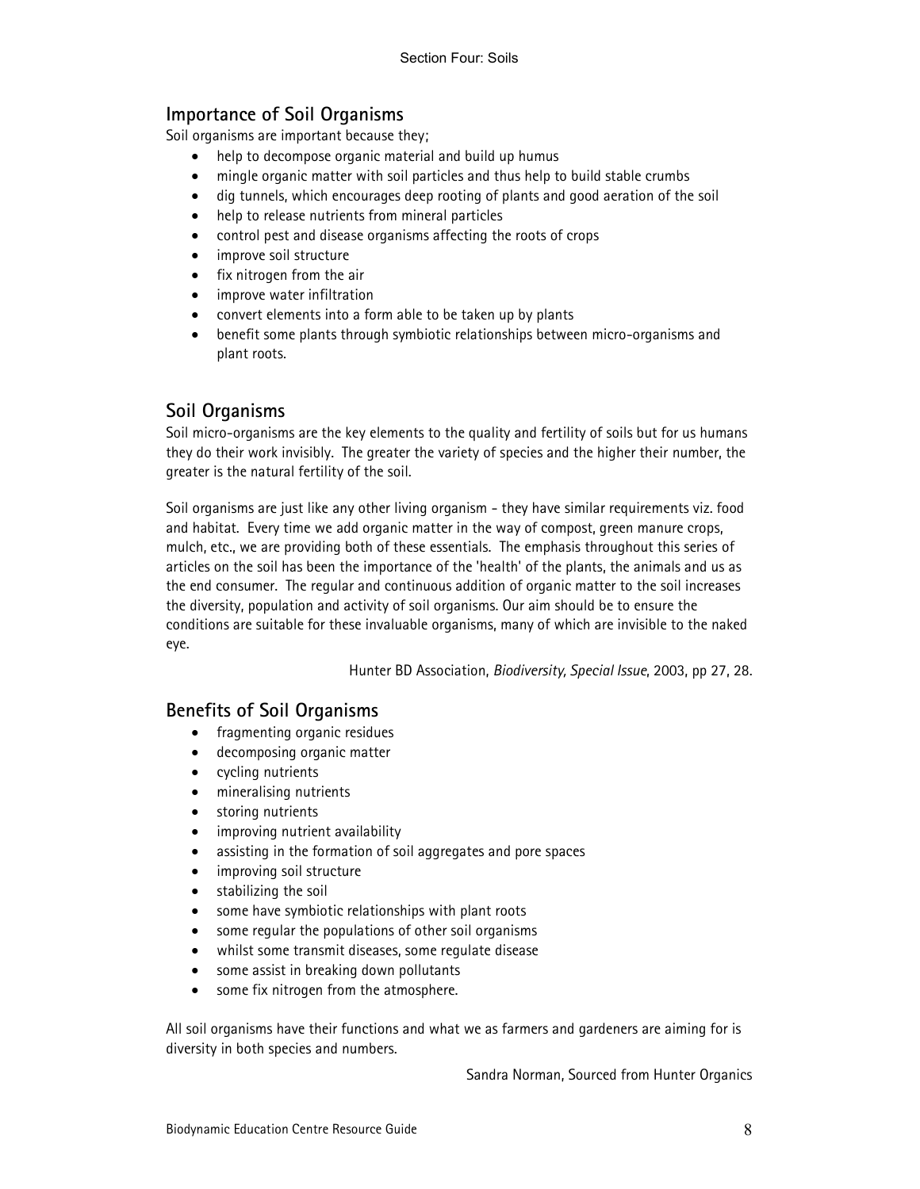## Importance of Soil Organisms

Soil organisms are important because they;

- help to decompose organic material and build up humus
- mingle organic matter with soil particles and thus help to build stable crumbs
- dig tunnels, which encourages deep rooting of plants and good aeration of the soil
- help to release nutrients from mineral particles
- control pest and disease organisms affecting the roots of crops
- improve soil structure
- fix nitrogen from the air
- improve water infiltration
- convert elements into a form able to be taken up by plants
- benefit some plants through symbiotic relationships between micro-organisms and plant roots.

## Soil Organisms

Soil micro-organisms are the key elements to the quality and fertility of soils but for us humans they do their work invisibly. The greater the variety of species and the higher their number, the greater is the natural fertility of the soil.

Soil organisms are just like any other living organism - they have similar requirements viz. food and habitat. Every time we add organic matter in the way of compost, green manure crops, mulch, etc., we are providing both of these essentials. The emphasis throughout this series of articles on the soil has been the importance of the 'health' of the plants, the animals and us as the end consumer. The regular and continuous addition of organic matter to the soil increases the diversity, population and activity of soil organisms. Our aim should be to ensure the conditions are suitable for these invaluable organisms, many of which are invisible to the naked eye.

Hunter BD Association, *Biodiversity, Special Issue*, 2003, pp 27, 28.

## Benefits of Soil Organisms

- fragmenting organic residues
- decomposing organic matter
- cycling nutrients
- mineralising nutrients
- storing nutrients
- improving nutrient availability
- assisting in the formation of soil aggregates and pore spaces
- improving soil structure
- stabilizing the soil
- some have symbiotic relationships with plant roots
- some regular the populations of other soil organisms
- whilst some transmit diseases, some regulate disease
- some assist in breaking down pollutants
- some fix nitrogen from the atmosphere.

All soil organisms have their functions and what we as farmers and gardeners are aiming for is diversity in both species and numbers.

Sandra Norman, Sourced from Hunter Organics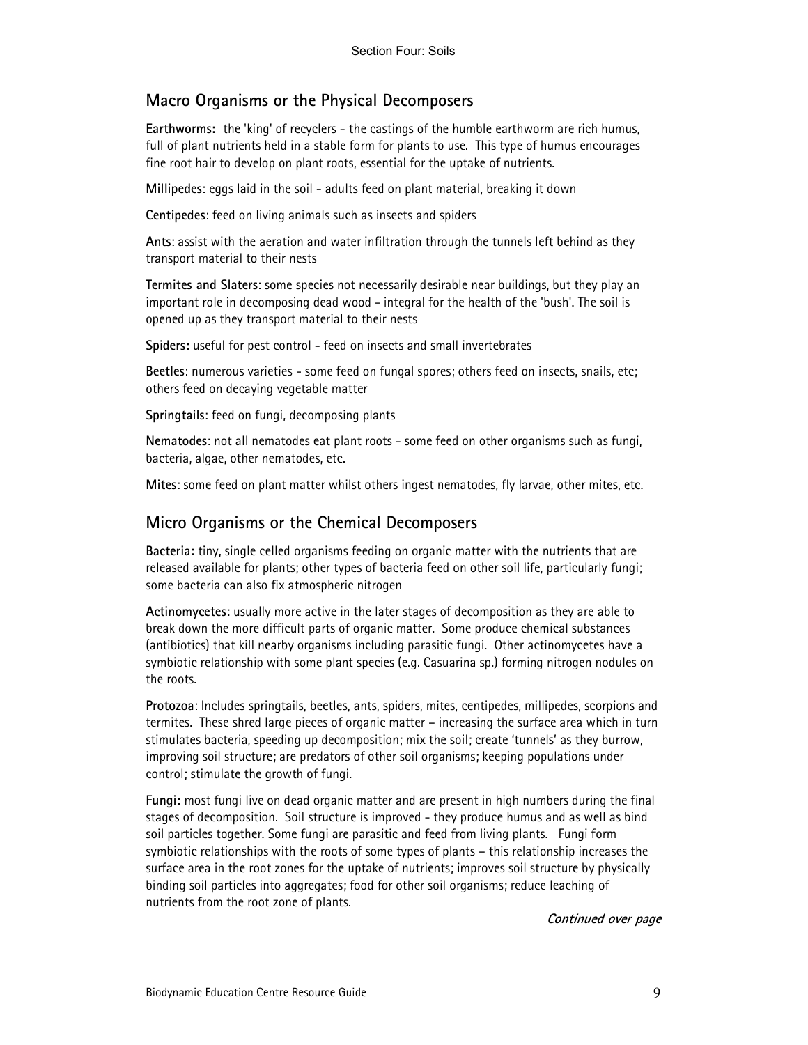## Macro Organisms or the Physical Decomposers

**Earthworms:** the 'king' of recyclers - the castings of the humble earthworm are rich humus, full of plant nutrients held in a stable form for plants to use. This type of humus encourages fine root hair to develop on plant roots, essential for the uptake of nutrients.

**Millipedes**: eggs laid in the soil - adults feed on plant material, breaking it down

**Centipedes**: feed on living animals such as insects and spiders

**Ants**: assist with the aeration and water infiltration through the tunnels left behind as they transport material to their nests

**Termites and Slaters**: some species not necessarily desirable near buildings, but they play an important role in decomposing dead wood - integral for the health of the 'bush'. The soil is opened up as they transport material to their nests

**Spiders:** useful for pest control - feed on insects and small invertebrates

**Beetles**: numerous varieties - some feed on fungal spores; others feed on insects, snails, etc; others feed on decaying vegetable matter

**Springtails**: feed on fungi, decomposing plants

**Nematodes**: not all nematodes eat plant roots - some feed on other organisms such as fungi, bacteria, algae, other nematodes, etc.

**Mites**: some feed on plant matter whilst others ingest nematodes, fly larvae, other mites, etc.

## Micro Organisms or the Chemical Decomposers

**Bacteria:** tiny, single celled organisms feeding on organic matter with the nutrients that are released available for plants; other types of bacteria feed on other soil life, particularly fungi; some bacteria can also fix atmospheric nitrogen

**Actinomycetes**: usually more active in the later stages of decomposition as they are able to break down the more difficult parts of organic matter. Some produce chemical substances (antibiotics) that kill nearby organisms including parasitic fungi. Other actinomycetes have a symbiotic relationship with some plant species (e.g. Casuarina sp.) forming nitrogen nodules on the roots.

**Protozoa**: Includes springtails, beetles, ants, spiders, mites, centipedes, millipedes, scorpions and termites. These shred large pieces of organic matter – increasing the surface area which in turn stimulates bacteria, speeding up decomposition; mix the soil; create 'tunnels' as they burrow, improving soil structure; are predators of other soil organisms; keeping populations under control; stimulate the growth of fungi.

**Fungi:** most fungi live on dead organic matter and are present in high numbers during the final stages of decomposition. Soil structure is improved - they produce humus and as well as bind soil particles together. Some fungi are parasitic and feed from living plants. Fungi form symbiotic relationships with the roots of some types of plants – this relationship increases the surface area in the root zones for the uptake of nutrients; improves soil structure by physically binding soil particles into aggregates; food for other soil organisms; reduce leaching of nutrients from the root zone of plants.

*Continued over page*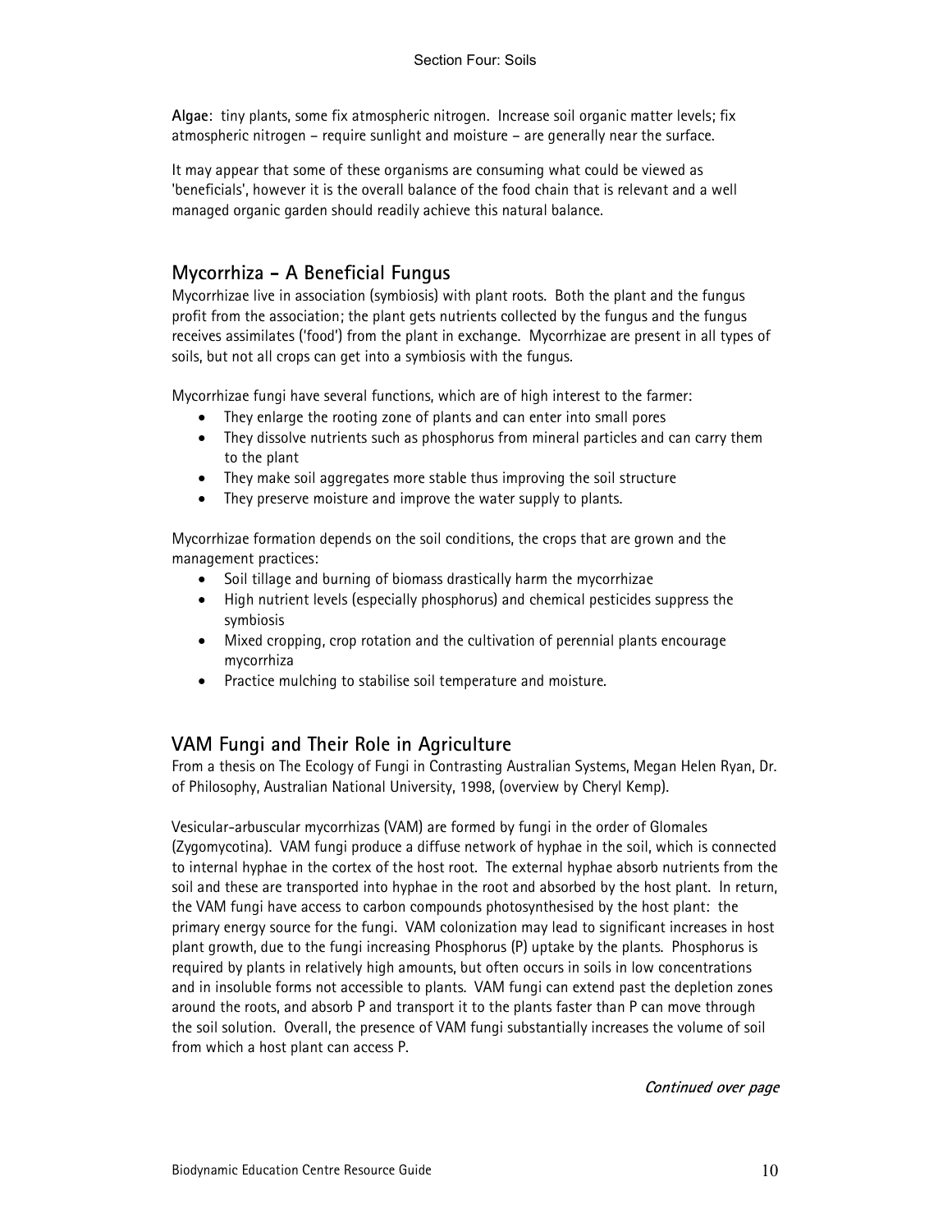**Algae**: tiny plants, some fix atmospheric nitrogen. Increase soil organic matter levels; fix atmospheric nitrogen – require sunlight and moisture – are generally near the surface.

It may appear that some of these organisms are consuming what could be viewed as 'beneficials', however it is the overall balance of the food chain that is relevant and a well managed organic garden should readily achieve this natural balance.

## Mycorrhiza - A Beneficial Fungus

Mycorrhizae live in association (symbiosis) with plant roots. Both the plant and the fungus profit from the association; the plant gets nutrients collected by the fungus and the fungus receives assimilates ('food') from the plant in exchange. Mycorrhizae are present in all types of soils, but not all crops can get into a symbiosis with the fungus.

Mycorrhizae fungi have several functions, which are of high interest to the farmer:

- They enlarge the rooting zone of plants and can enter into small pores
- They dissolve nutrients such as phosphorus from mineral particles and can carry them to the plant
- They make soil aggregates more stable thus improving the soil structure
- They preserve moisture and improve the water supply to plants.

Mycorrhizae formation depends on the soil conditions, the crops that are grown and the management practices:

- Soil tillage and burning of biomass drastically harm the mycorrhizae
- High nutrient levels (especially phosphorus) and chemical pesticides suppress the symbiosis
- Mixed cropping, crop rotation and the cultivation of perennial plants encourage mycorrhiza
- Practice mulching to stabilise soil temperature and moisture.

## VAM Fungi and Their Role in Agriculture

From a thesis on The Ecology of Fungi in Contrasting Australian Systems, Megan Helen Ryan, Dr. of Philosophy, Australian National University, 1998, (overview by Cheryl Kemp).

Vesicular-arbuscular mycorrhizas (VAM) are formed by fungi in the order of Glomales (Zygomycotina). VAM fungi produce a diffuse network of hyphae in the soil, which is connected to internal hyphae in the cortex of the host root. The external hyphae absorb nutrients from the soil and these are transported into hyphae in the root and absorbed by the host plant. In return, the VAM fungi have access to carbon compounds photosynthesised by the host plant: the primary energy source for the fungi. VAM colonization may lead to significant increases in host plant growth, due to the fungi increasing Phosphorus (P) uptake by the plants. Phosphorus is required by plants in relatively high amounts, but often occurs in soils in low concentrations and in insoluble forms not accessible to plants. VAM fungi can extend past the depletion zones around the roots, and absorb P and transport it to the plants faster than P can move through the soil solution. Overall, the presence of VAM fungi substantially increases the volume of soil from which a host plant can access P.

*Continued over page*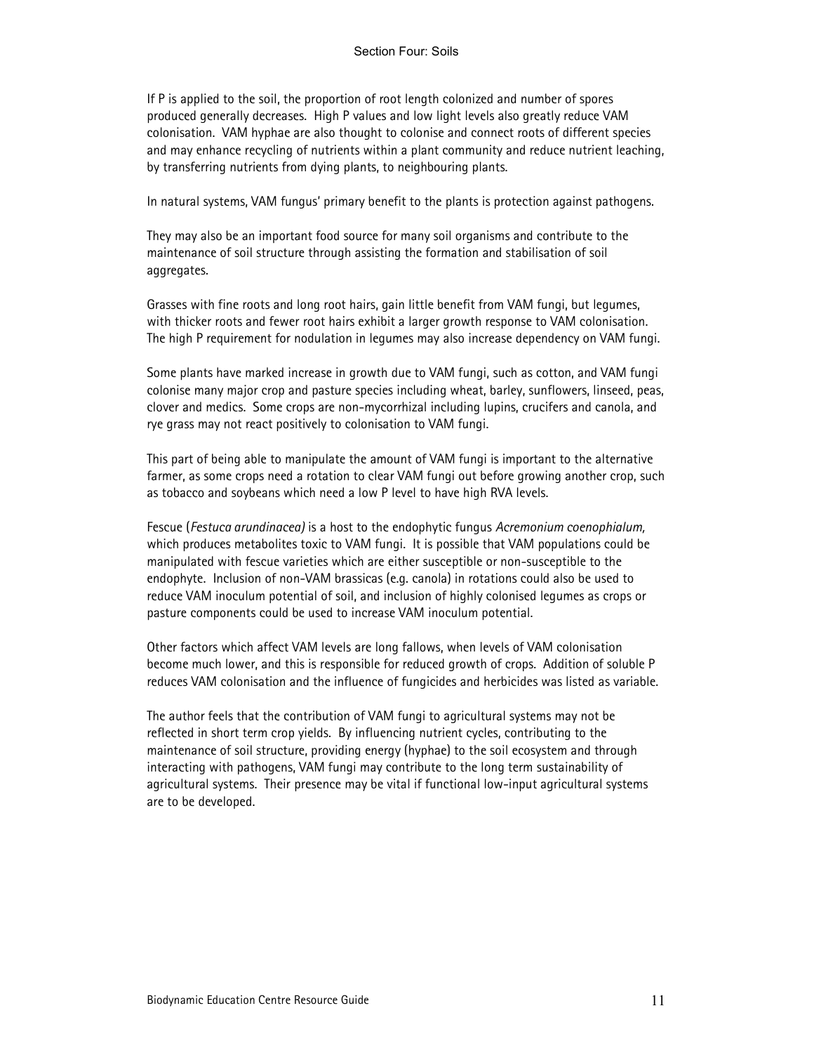If P is applied to the soil, the proportion of root length colonized and number of spores produced generally decreases. High P values and low light levels also greatly reduce VAM colonisation. VAM hyphae are also thought to colonise and connect roots of different species and may enhance recycling of nutrients within a plant community and reduce nutrient leaching, by transferring nutrients from dying plants, to neighbouring plants.

In natural systems, VAM fungus' primary benefit to the plants is protection against pathogens.

They may also be an important food source for many soil organisms and contribute to the maintenance of soil structure through assisting the formation and stabilisation of soil aggregates.

Grasses with fine roots and long root hairs, gain little benefit from VAM fungi, but legumes, with thicker roots and fewer root hairs exhibit a larger growth response to VAM colonisation. The high P requirement for nodulation in legumes may also increase dependency on VAM fungi.

Some plants have marked increase in growth due to VAM fungi, such as cotton, and VAM fungi colonise many major crop and pasture species including wheat, barley, sunflowers, linseed, peas, clover and medics. Some crops are non-mycorrhizal including lupins, crucifers and canola, and rye grass may not react positively to colonisation to VAM fungi.

This part of being able to manipulate the amount of VAM fungi is important to the alternative farmer, as some crops need a rotation to clear VAM fungi out before growing another crop, such as tobacco and soybeans which need a low P level to have high RVA levels.

Fescue (*Festuca arundinacea)* is a host to the endophytic fungus *Acremonium coenophialum,* which produces metabolites toxic to VAM fungi. It is possible that VAM populations could be manipulated with fescue varieties which are either susceptible or non-susceptible to the endophyte. Inclusion of non-VAM brassicas (e.g. canola) in rotations could also be used to reduce VAM inoculum potential of soil, and inclusion of highly colonised legumes as crops or pasture components could be used to increase VAM inoculum potential.

Other factors which affect VAM levels are long fallows, when levels of VAM colonisation become much lower, and this is responsible for reduced growth of crops. Addition of soluble P reduces VAM colonisation and the influence of fungicides and herbicides was listed as variable.

The author feels that the contribution of VAM fungi to agricultural systems may not be reflected in short term crop yields. By influencing nutrient cycles, contributing to the maintenance of soil structure, providing energy (hyphae) to the soil ecosystem and through interacting with pathogens, VAM fungi may contribute to the long term sustainability of agricultural systems. Their presence may be vital if functional low-input agricultural systems are to be developed.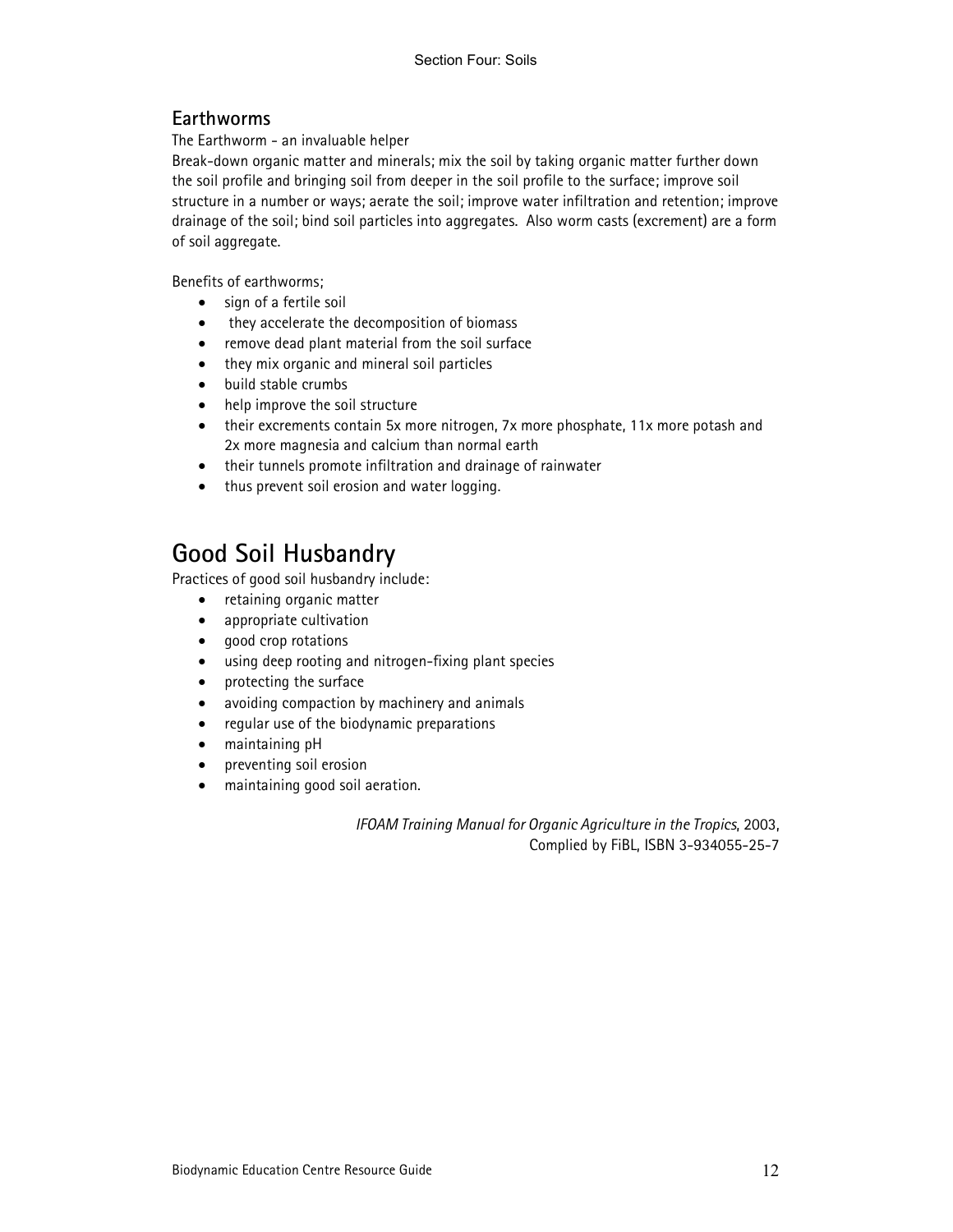### Earthworms

The Earthworm - an invaluable helper

Break-down organic matter and minerals; mix the soil by taking organic matter further down the soil profile and bringing soil from deeper in the soil profile to the surface; improve soil structure in a number or ways; aerate the soil; improve water infiltration and retention; improve drainage of the soil; bind soil particles into aggregates.  Also worm casts (excrement) are a form of soil aggregate.

Benefits of earthworms;

- sign of a fertile soil
- they accelerate the decomposition of biomass
- remove dead plant material from the soil surface
- they mix organic and mineral soil particles
- build stable crumbs
- help improve the soil structure
- their excrements contain 5x more nitrogen, 7x more phosphate, 11x more potash and 2x more magnesia and calcium than normal earth
- their tunnels promote infiltration and drainage of rainwater
- thus prevent soil erosion and water logging.

## Good Soil Husbandry

Practices of good soil husbandry include:

- retaining organic matter
- appropriate cultivation
- good crop rotations
- using deep rooting and nitrogen-fixing plant species
- protecting the surface
- avoiding compaction by machinery and animals
- regular use of the biodynamic preparations
- maintaining pH
- preventing soil erosion
- maintaining good soil aeration.

*IFOAM Training Manual for Organic Agriculture in the Tropics*, 2003,
Complied by FiBL, ISBN 3-934055-25-7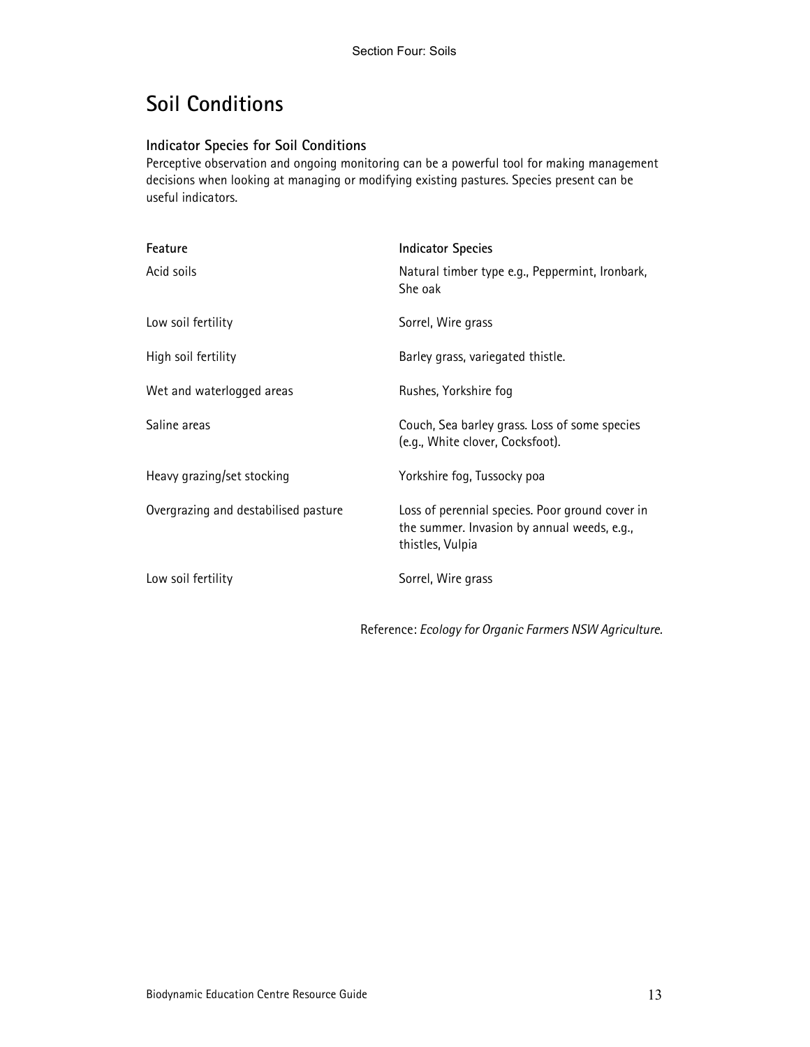# Soil Conditions

### Indicator Species for Soil Conditions

Perceptive observation and ongoing monitoring can be a powerful tool for making management decisions when looking at managing or modifying existing pastures. Species present can be useful indicators.

| Feature | Indicator Species |
| --- | --- |
| Acid soils | Natural timber type e.g., Peppermint, Ironbark, She oak |
| Low soil fertility | Sorrel, Wire grass |
| High soil fertility | Barley grass, variegated thistle. |
| Wet and waterlogged areas | Rushes, Yorkshire fog |
| Saline areas | Couch, Sea barley grass. Loss of some species (e.g., White clover, Cocksfoot). |
| Heavy grazing/set stocking | Yorkshire fog, Tussocky poa |
| Overgrazing and destabilised pasture | Loss of perennial species. Poor ground cover in the summer. Invasion by annual weeds, e.g., thistles, Vulpia |
| Low soil fertility | Sorrel, Wire grass |

Reference: *Ecology for Organic Farmers NSW Agriculture.*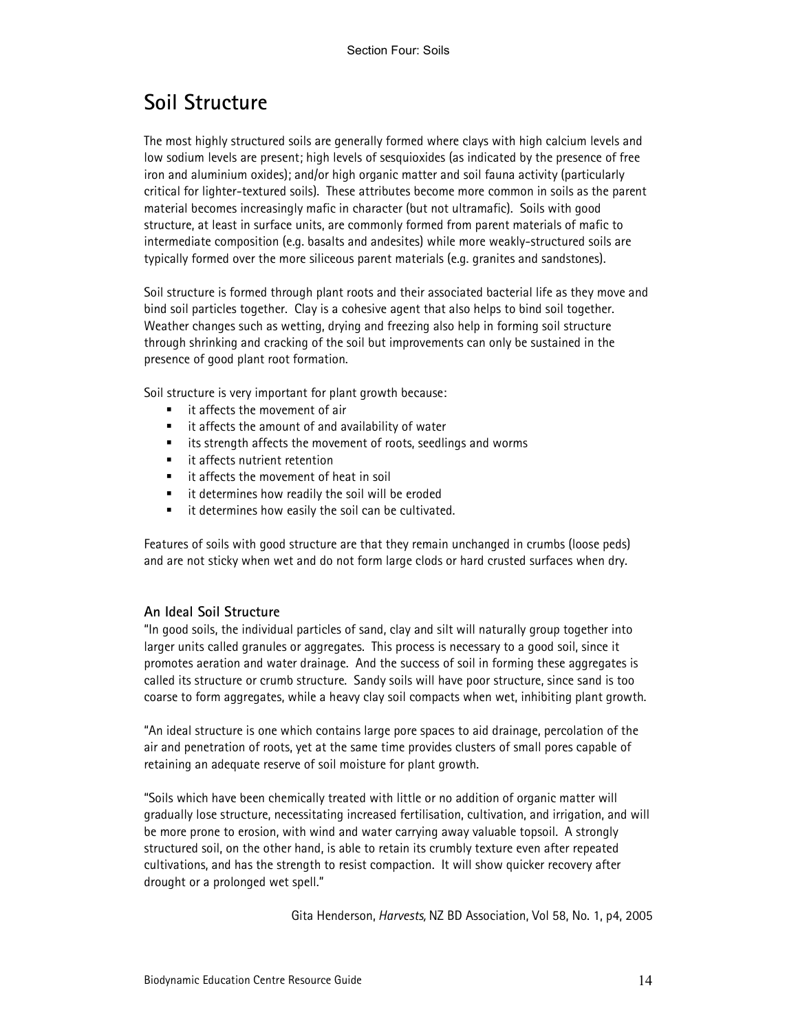# Soil Structure

The most highly structured soils are generally formed where clays with high calcium levels and low sodium levels are present; high levels of sesquioxides (as indicated by the presence of free iron and aluminium oxides); and/or high organic matter and soil fauna activity (particularly critical for lighter-textured soils). These attributes become more common in soils as the parent material becomes increasingly mafic in character (but not ultramafic). Soils with good structure, at least in surface units, are commonly formed from parent materials of mafic to intermediate composition (e.g. basalts and andesites) while more weakly-structured soils are typically formed over the more siliceous parent materials (e.g. granites and sandstones).

Soil structure is formed through plant roots and their associated bacterial life as they move and bind soil particles together. Clay is a cohesive agent that also helps to bind soil together. Weather changes such as wetting, drying and freezing also help in forming soil structure through shrinking and cracking of the soil but improvements can only be sustained in the presence of good plant root formation.

Soil structure is very important for plant growth because:

- it affects the movement of air
- it affects the amount of and availability of water
- its strength affects the movement of roots, seedlings and worms
- it affects nutrient retention
- it affects the movement of heat in soil
- it determines how readily the soil will be eroded
- it determines how easily the soil can be cultivated.

Features of soils with good structure are that they remain unchanged in crumbs (loose peds) and are not sticky when wet and do not form large clods or hard crusted surfaces when dry.

### An Ideal Soil Structure

"In good soils, the individual particles of sand, clay and silt will naturally group together into larger units called granules or aggregates. This process is necessary to a good soil, since it promotes aeration and water drainage. And the success of soil in forming these aggregates is called its structure or crumb structure. Sandy soils will have poor structure, since sand is too coarse to form aggregates, while a heavy clay soil compacts when wet, inhibiting plant growth.

"An ideal structure is one which contains large pore spaces to aid drainage, percolation of the air and penetration of roots, yet at the same time provides clusters of small pores capable of retaining an adequate reserve of soil moisture for plant growth.

"Soils which have been chemically treated with little or no addition of organic matter will gradually lose structure, necessitating increased fertilisation, cultivation, and irrigation, and will be more prone to erosion, with wind and water carrying away valuable topsoil. A strongly structured soil, on the other hand, is able to retain its crumbly texture even after repeated cultivations, and has the strength to resist compaction. It will show quicker recovery after drought or a prolonged wet spell."

Gita Henderson, *Harvests,* NZ BD Association, Vol 58, No. 1, p4, 2005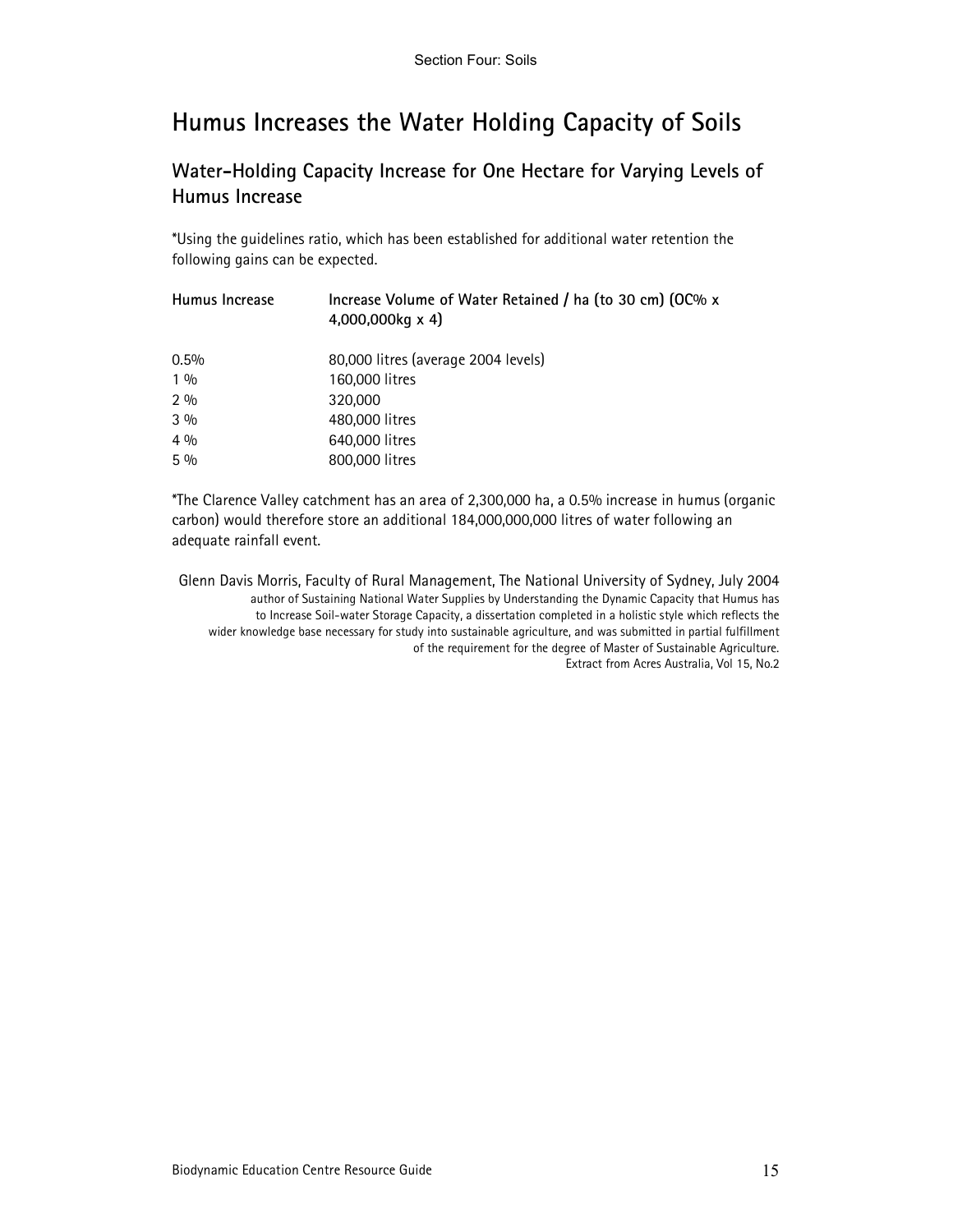# Humus Increases the Water Holding Capacity of Soils

## Water-Holding Capacity Increase for One Hectare for Varying Levels of Humus Increase

*Using the guidelines ratio, which has been established for additional water retention the following gains can be expected.

| Humus Increase | Increase Volume of Water Retained / ha (to 30 cm) (OC% x 4,000,000kg x 4) |
|---|---|
| 0.5% | 80,000 litres (average 2004 levels) |
| 1 % | 160,000 litres |
| 2 % | 320,000 |
| 3 % | 480,000 litres |
| 4 % | 640,000 litres |
| 5 % | 800,000 litres |

*The Clarence Valley catchment has an area of 2,300,000 ha, a 0.5% increase in humus (organic carbon) would therefore store an additional 184,000,000,000 litres of water following an adequate rainfall event.

Glenn Davis Morris, Faculty of Rural Management, The National University of Sydney, July 2004
author of Sustaining National Water Supplies by Understanding the Dynamic Capacity that Humus has to Increase Soil-water Storage Capacity, a dissertation completed in a holistic style which reflects the wider knowledge base necessary for study into sustainable agriculture, and was submitted in partial fulfillment of the requirement for the degree of Master of Sustainable Agriculture.
Extract from Acres Australia, Vol 15, No.2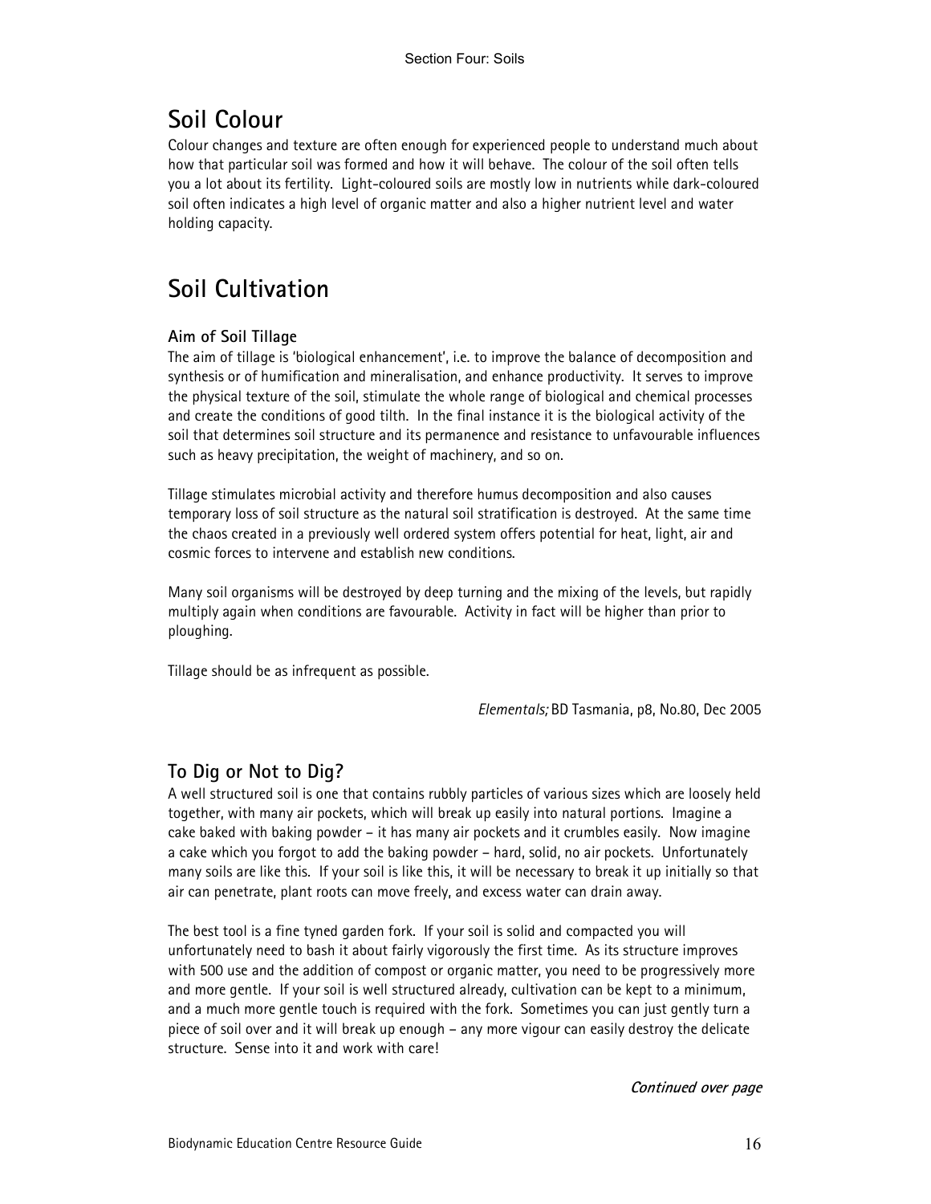## Soil Colour

Colour changes and texture are often enough for experienced people to understand much about how that particular soil was formed and how it will behave. The colour of the soil often tells you a lot about its fertility. Light-coloured soils are mostly low in nutrients while dark-coloured soil often indicates a high level of organic matter and also a higher nutrient level and water holding capacity.

## Soil Cultivation

### Aim of Soil Tillage

The aim of tillage is 'biological enhancement', i.e. to improve the balance of decomposition and synthesis or of humification and mineralisation, and enhance productivity. It serves to improve the physical texture of the soil, stimulate the whole range of biological and chemical processes and create the conditions of good tilth. In the final instance it is the biological activity of the soil that determines soil structure and its permanence and resistance to unfavourable influences such as heavy precipitation, the weight of machinery, and so on.

Tillage stimulates microbial activity and therefore humus decomposition and also causes temporary loss of soil structure as the natural soil stratification is destroyed. At the same time the chaos created in a previously well ordered system offers potential for heat, light, air and cosmic forces to intervene and establish new conditions.

Many soil organisms will be destroyed by deep turning and the mixing of the levels, but rapidly multiply again when conditions are favourable. Activity in fact will be higher than prior to ploughing.

Tillage should be as infrequent as possible.

*Elementals;* BD Tasmania, p8, No.80, Dec 2005

### To Dig or Not to Dig?

A well structured soil is one that contains rubbly particles of various sizes which are loosely held together, with many air pockets, which will break up easily into natural portions. Imagine a cake baked with baking powder – it has many air pockets and it crumbles easily. Now imagine a cake which you forgot to add the baking powder – hard, solid, no air pockets. Unfortunately many soils are like this. If your soil is like this, it will be necessary to break it up initially so that air can penetrate, plant roots can move freely, and excess water can drain away.

The best tool is a fine tyned garden fork. If your soil is solid and compacted you will unfortunately need to bash it about fairly vigorously the first time. As its structure improves with 500 use and the addition of compost or organic matter, you need to be progressively more and more gentle. If your soil is well structured already, cultivation can be kept to a minimum, and a much more gentle touch is required with the fork. Sometimes you can just gently turn a piece of soil over and it will break up enough – any more vigour can easily destroy the delicate structure. Sense into it and work with care!

***Continued over page***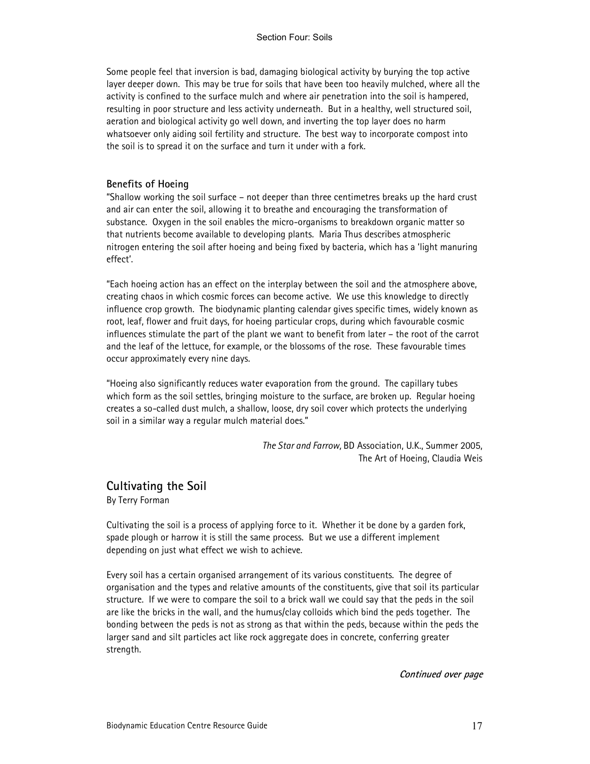Some people feel that inversion is bad, damaging biological activity by burying the top active layer deeper down. This may be true for soils that have been too heavily mulched, where all the activity is confined to the surface mulch and where air penetration into the soil is hampered, resulting in poor structure and less activity underneath. But in a healthy, well structured soil, aeration and biological activity go well down, and inverting the top layer does no harm whatsoever only aiding soil fertility and structure. The best way to incorporate compost into the soil is to spread it on the surface and turn it under with a fork.

### Benefits of Hoeing

"Shallow working the soil surface – not deeper than three centimetres breaks up the hard crust and air can enter the soil, allowing it to breathe and encouraging the transformation of substance. Oxygen in the soil enables the micro-organisms to breakdown organic matter so that nutrients become available to developing plants. Maria Thus describes atmospheric nitrogen entering the soil after hoeing and being fixed by bacteria, which has a 'light manuring effect'.

"Each hoeing action has an effect on the interplay between the soil and the atmosphere above, creating chaos in which cosmic forces can become active. We use this knowledge to directly influence crop growth. The biodynamic planting calendar gives specific times, widely known as root, leaf, flower and fruit days, for hoeing particular crops, during which favourable cosmic influences stimulate the part of the plant we want to benefit from later – the root of the carrot and the leaf of the lettuce, for example, or the blossoms of the rose. These favourable times occur approximately every nine days.

"Hoeing also significantly reduces water evaporation from the ground. The capillary tubes which form as the soil settles, bringing moisture to the surface, are broken up. Regular hoeing creates a so-called dust mulch, a shallow, loose, dry soil cover which protects the underlying soil in a similar way a regular mulch material does."

*The Star and Farrow,* BD Association, U.K., Summer 2005,
The Art of Hoeing, Claudia Weis

## Cultivating the Soil

By Terry Forman

Cultivating the soil is a process of applying force to it. Whether it be done by a garden fork, spade plough or harrow it is still the same process. But we use a different implement depending on just what effect we wish to achieve.

Every soil has a certain organised arrangement of its various constituents. The degree of organisation and the types and relative amounts of the constituents, give that soil its particular structure. If we were to compare the soil to a brick wall we could say that the peds in the soil are like the bricks in the wall, and the humus/clay colloids which bind the peds together. The bonding between the peds is not as strong as that within the peds, because within the peds the larger sand and silt particles act like rock aggregate does in concrete, conferring greater strength.

***Continued over page***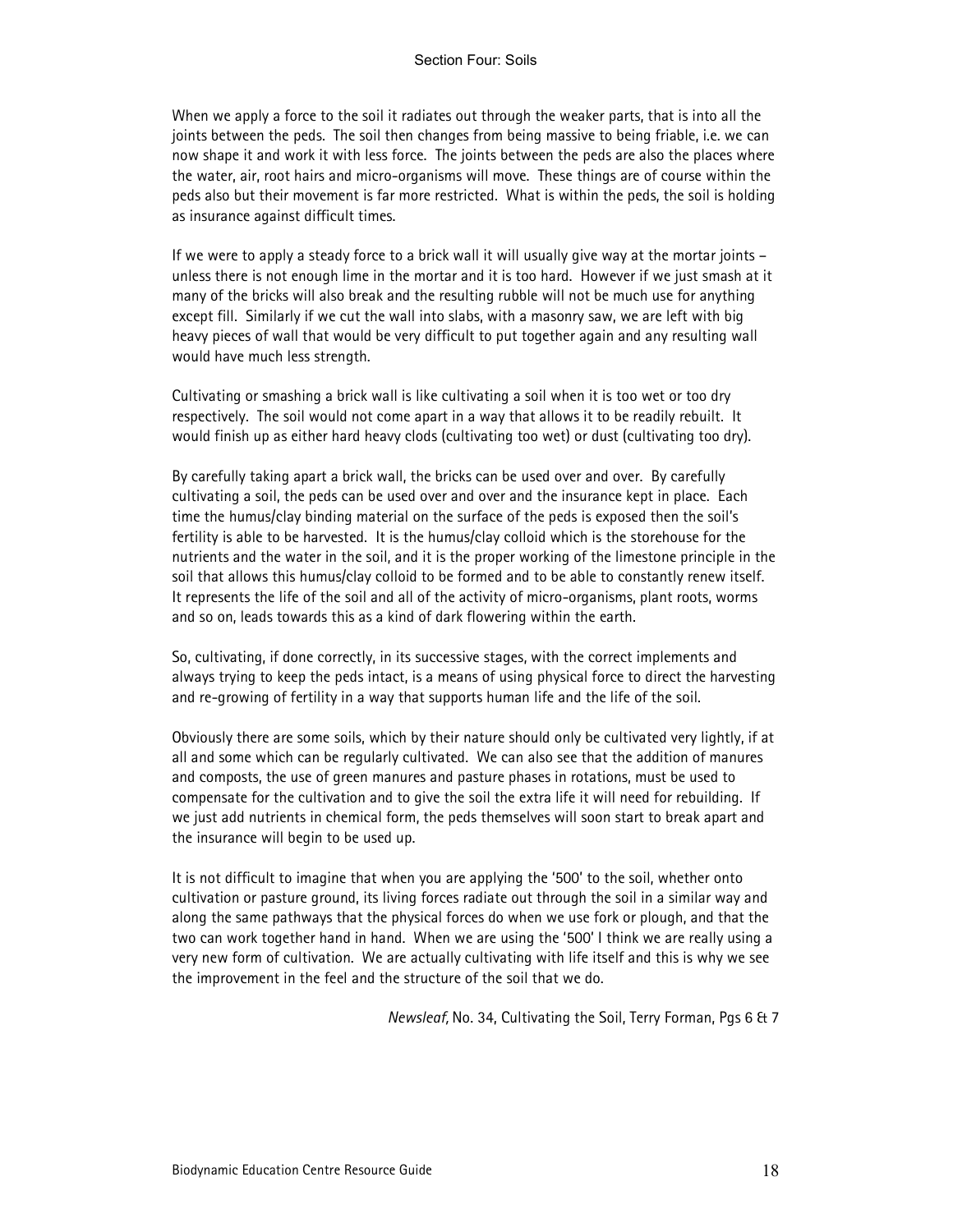When we apply a force to the soil it radiates out through the weaker parts, that is into all the joints between the peds. The soil then changes from being massive to being friable, i.e. we can now shape it and work it with less force. The joints between the peds are also the places where the water, air, root hairs and micro-organisms will move. These things are of course within the peds also but their movement is far more restricted. What is within the peds, the soil is holding as insurance against difficult times.

If we were to apply a steady force to a brick wall it will usually give way at the mortar joints – unless there is not enough lime in the mortar and it is too hard. However if we just smash at it many of the bricks will also break and the resulting rubble will not be much use for anything except fill. Similarly if we cut the wall into slabs, with a masonry saw, we are left with big heavy pieces of wall that would be very difficult to put together again and any resulting wall would have much less strength.

Cultivating or smashing a brick wall is like cultivating a soil when it is too wet or too dry respectively. The soil would not come apart in a way that allows it to be readily rebuilt. It would finish up as either hard heavy clods (cultivating too wet) or dust (cultivating too dry).

By carefully taking apart a brick wall, the bricks can be used over and over. By carefully cultivating a soil, the peds can be used over and over and the insurance kept in place. Each time the humus/clay binding material on the surface of the peds is exposed then the soil's fertility is able to be harvested. It is the humus/clay colloid which is the storehouse for the nutrients and the water in the soil, and it is the proper working of the limestone principle in the soil that allows this humus/clay colloid to be formed and to be able to constantly renew itself. It represents the life of the soil and all of the activity of micro-organisms, plant roots, worms and so on, leads towards this as a kind of dark flowering within the earth.

So, cultivating, if done correctly, in its successive stages, with the correct implements and always trying to keep the peds intact, is a means of using physical force to direct the harvesting and re-growing of fertility in a way that supports human life and the life of the soil.

Obviously there are some soils, which by their nature should only be cultivated very lightly, if at all and some which can be regularly cultivated. We can also see that the addition of manures and composts, the use of green manures and pasture phases in rotations, must be used to compensate for the cultivation and to give the soil the extra life it will need for rebuilding. If we just add nutrients in chemical form, the peds themselves will soon start to break apart and the insurance will begin to be used up.

It is not difficult to imagine that when you are applying the '500' to the soil, whether onto cultivation or pasture ground, its living forces radiate out through the soil in a similar way and along the same pathways that the physical forces do when we use fork or plough, and that the two can work together hand in hand. When we are using the '500' I think we are really using a very new form of cultivation. We are actually cultivating with life itself and this is why we see the improvement in the feel and the structure of the soil that we do.

*Newsleaf*, No. 34, Cultivating the Soil, Terry Forman, Pgs 6 & 7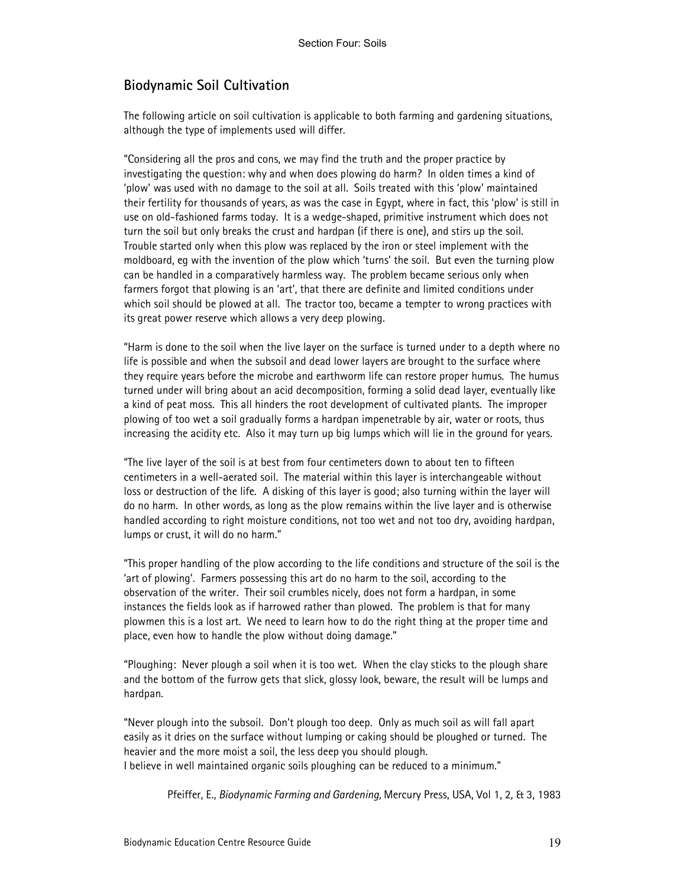## Biodynamic Soil Cultivation

The following article on soil cultivation is applicable to both farming and gardening situations, although the type of implements used will differ.

"Considering all the pros and cons, we may find the truth and the proper practice by investigating the question: why and when does plowing do harm? In olden times a kind of 'plow' was used with no damage to the soil at all. Soils treated with this 'plow' maintained their fertility for thousands of years, as was the case in Egypt, where in fact, this 'plow' is still in use on old-fashioned farms today. It is a wedge-shaped, primitive instrument which does not turn the soil but only breaks the crust and hardpan (if there is one), and stirs up the soil. Trouble started only when this plow was replaced by the iron or steel implement with the moldboard, eg with the invention of the plow which 'turns' the soil. But even the turning plow can be handled in a comparatively harmless way. The problem became serious only when farmers forgot that plowing is an 'art', that there are definite and limited conditions under which soil should be plowed at all. The tractor too, became a tempter to wrong practices with its great power reserve which allows a very deep plowing.

"Harm is done to the soil when the live layer on the surface is turned under to a depth where no life is possible and when the subsoil and dead lower layers are brought to the surface where they require years before the microbe and earthworm life can restore proper humus. The humus turned under will bring about an acid decomposition, forming a solid dead layer, eventually like a kind of peat moss. This all hinders the root development of cultivated plants. The improper plowing of too wet a soil gradually forms a hardpan impenetrable by air, water or roots, thus increasing the acidity etc. Also it may turn up big lumps which will lie in the ground for years.

"The live layer of the soil is at best from four centimeters down to about ten to fifteen centimeters in a well-aerated soil. The material within this layer is interchangeable without loss or destruction of the life. A disking of this layer is good; also turning within the layer will do no harm. In other words, as long as the plow remains within the live layer and is otherwise handled according to right moisture conditions, not too wet and not too dry, avoiding hardpan, lumps or crust, it will do no harm."

"This proper handling of the plow according to the life conditions and structure of the soil is the 'art of plowing'. Farmers possessing this art do no harm to the soil, according to the observation of the writer. Their soil crumbles nicely, does not form a hardpan, in some instances the fields look as if harrowed rather than plowed. The problem is that for many plowmen this is a lost art. We need to learn how to do the right thing at the proper time and place, even how to handle the plow without doing damage."

"Ploughing: Never plough a soil when it is too wet. When the clay sticks to the plough share and the bottom of the furrow gets that slick, glossy look, beware, the result will be lumps and hardpan.

"Never plough into the subsoil. Don't plough too deep. Only as much soil as will fall apart easily as it dries on the surface without lumping or caking should be ploughed or turned. The heavier and the more moist a soil, the less deep you should plough.
I believe in well maintained organic soils ploughing can be reduced to a minimum."

Pfeiffer, E., *Biodynamic Farming and Gardening,* Mercury Press, USA, Vol 1, 2, & 3, 1983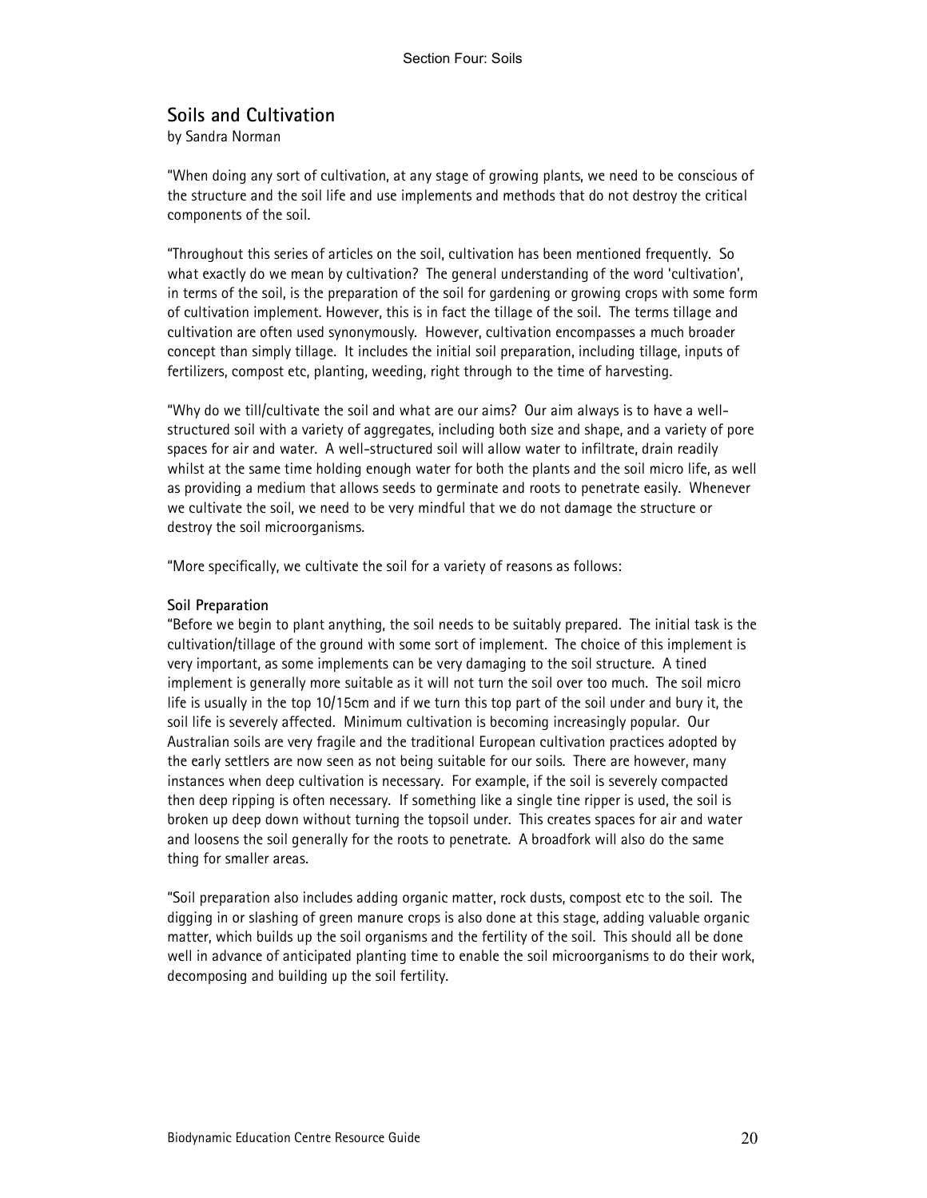## Soils and Cultivation

by Sandra Norman

"When doing any sort of cultivation, at any stage of growing plants, we need to be conscious of the structure and the soil life and use implements and methods that do not destroy the critical components of the soil.

"Throughout this series of articles on the soil, cultivation has been mentioned frequently. So what exactly do we mean by cultivation? The general understanding of the word 'cultivation', in terms of the soil, is the preparation of the soil for gardening or growing crops with some form of cultivation implement. However, this is in fact the tillage of the soil. The terms tillage and cultivation are often used synonymously. However, cultivation encompasses a much broader concept than simply tillage. It includes the initial soil preparation, including tillage, inputs of fertilizers, compost etc, planting, weeding, right through to the time of harvesting.

"Why do we till/cultivate the soil and what are our aims? Our aim always is to have a well-structured soil with a variety of aggregates, including both size and shape, and a variety of pore spaces for air and water. A well-structured soil will allow water to infiltrate, drain readily whilst at the same time holding enough water for both the plants and the soil micro life, as well as providing a medium that allows seeds to germinate and roots to penetrate easily. Whenever we cultivate the soil, we need to be very mindful that we do not damage the structure or destroy the soil microorganisms.

"More specifically, we cultivate the soil for a variety of reasons as follows:

**Soil Preparation**

"Before we begin to plant anything, the soil needs to be suitably prepared. The initial task is the cultivation/tillage of the ground with some sort of implement. The choice of this implement is very important, as some implements can be very damaging to the soil structure. A tined implement is generally more suitable as it will not turn the soil over too much. The soil micro life is usually in the top 10/15cm and if we turn this top part of the soil under and bury it, the soil life is severely affected. Minimum cultivation is becoming increasingly popular. Our Australian soils are very fragile and the traditional European cultivation practices adopted by the early settlers are now seen as not being suitable for our soils. There are however, many instances when deep cultivation is necessary. For example, if the soil is severely compacted then deep ripping is often necessary. If something like a single tine ripper is used, the soil is broken up deep down without turning the topsoil under. This creates spaces for air and water and loosens the soil generally for the roots to penetrate. A broadfork will also do the same thing for smaller areas.

"Soil preparation also includes adding organic matter, rock dusts, compost etc to the soil. The digging in or slashing of green manure crops is also done at this stage, adding valuable organic matter, which builds up the soil organisms and the fertility of the soil. This should all be done well in advance of anticipated planting time to enable the soil microorganisms to do their work, decomposing and building up the soil fertility.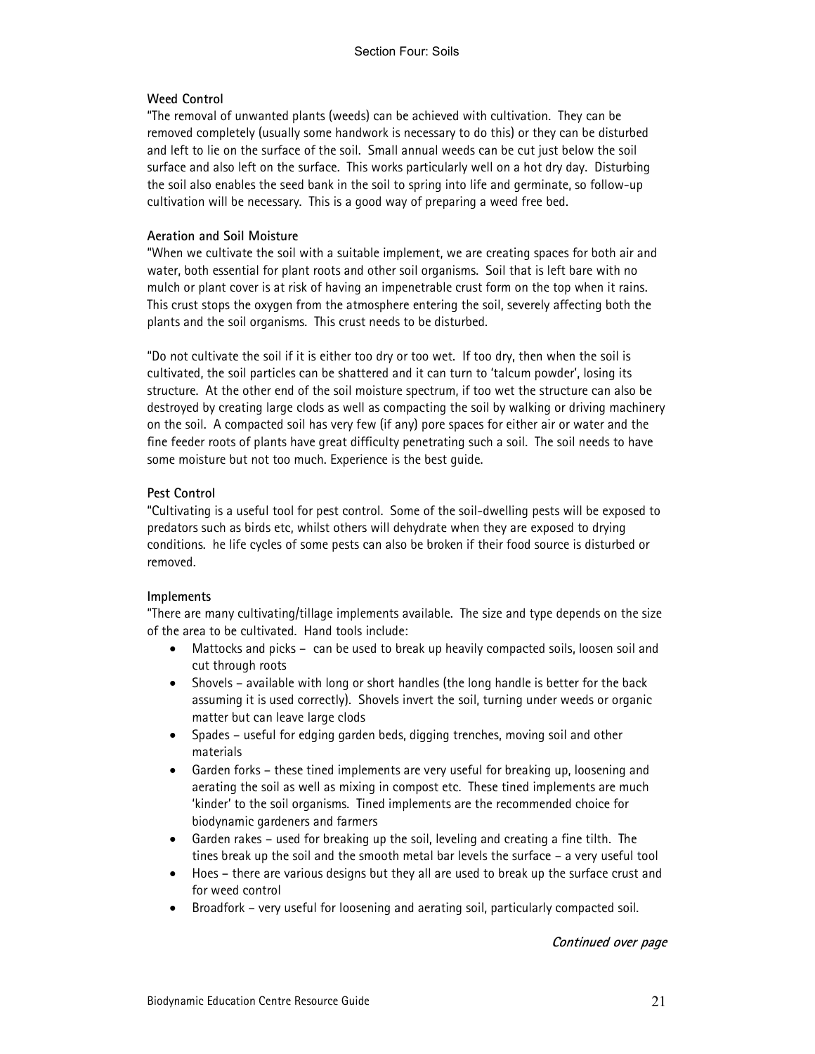**Weed Control**

"The removal of unwanted plants (weeds) can be achieved with cultivation. They can be removed completely (usually some handwork is necessary to do this) or they can be disturbed and left to lie on the surface of the soil. Small annual weeds can be cut just below the soil surface and also left on the surface. This works particularly well on a hot dry day. Disturbing the soil also enables the seed bank in the soil to spring into life and germinate, so follow-up cultivation will be necessary. This is a good way of preparing a weed free bed.

**Aeration and Soil Moisture**

"When we cultivate the soil with a suitable implement, we are creating spaces for both air and water, both essential for plant roots and other soil organisms. Soil that is left bare with no mulch or plant cover is at risk of having an impenetrable crust form on the top when it rains. This crust stops the oxygen from the atmosphere entering the soil, severely affecting both the plants and the soil organisms. This crust needs to be disturbed.

"Do not cultivate the soil if it is either too dry or too wet. If too dry, then when the soil is cultivated, the soil particles can be shattered and it can turn to 'talcum powder', losing its structure. At the other end of the soil moisture spectrum, if too wet the structure can also be destroyed by creating large clods as well as compacting the soil by walking or driving machinery on the soil. A compacted soil has very few (if any) pore spaces for either air or water and the fine feeder roots of plants have great difficulty penetrating such a soil. The soil needs to have some moisture but not too much. Experience is the best guide.

**Pest Control**

"Cultivating is a useful tool for pest control. Some of the soil-dwelling pests will be exposed to predators such as birds etc, whilst others will dehydrate when they are exposed to drying conditions. he life cycles of some pests can also be broken if their food source is disturbed or removed.

**Implements**

"There are many cultivating/tillage implements available. The size and type depends on the size of the area to be cultivated. Hand tools include:

- Mattocks and picks – can be used to break up heavily compacted soils, loosen soil and cut through roots
- Shovels – available with long or short handles (the long handle is better for the back assuming it is used correctly). Shovels invert the soil, turning under weeds or organic matter but can leave large clods
- Spades – useful for edging garden beds, digging trenches, moving soil and other materials
- Garden forks – these tined implements are very useful for breaking up, loosening and aerating the soil as well as mixing in compost etc. These tined implements are much 'kinder' to the soil organisms. Tined implements are the recommended choice for biodynamic gardeners and farmers
- Garden rakes – used for breaking up the soil, leveling and creating a fine tilth. The tines break up the soil and the smooth metal bar levels the surface – a very useful tool
- Hoes – there are various designs but they all are used to break up the surface crust and for weed control
- Broadfork – very useful for loosening and aerating soil, particularly compacted soil.

***Continued over page***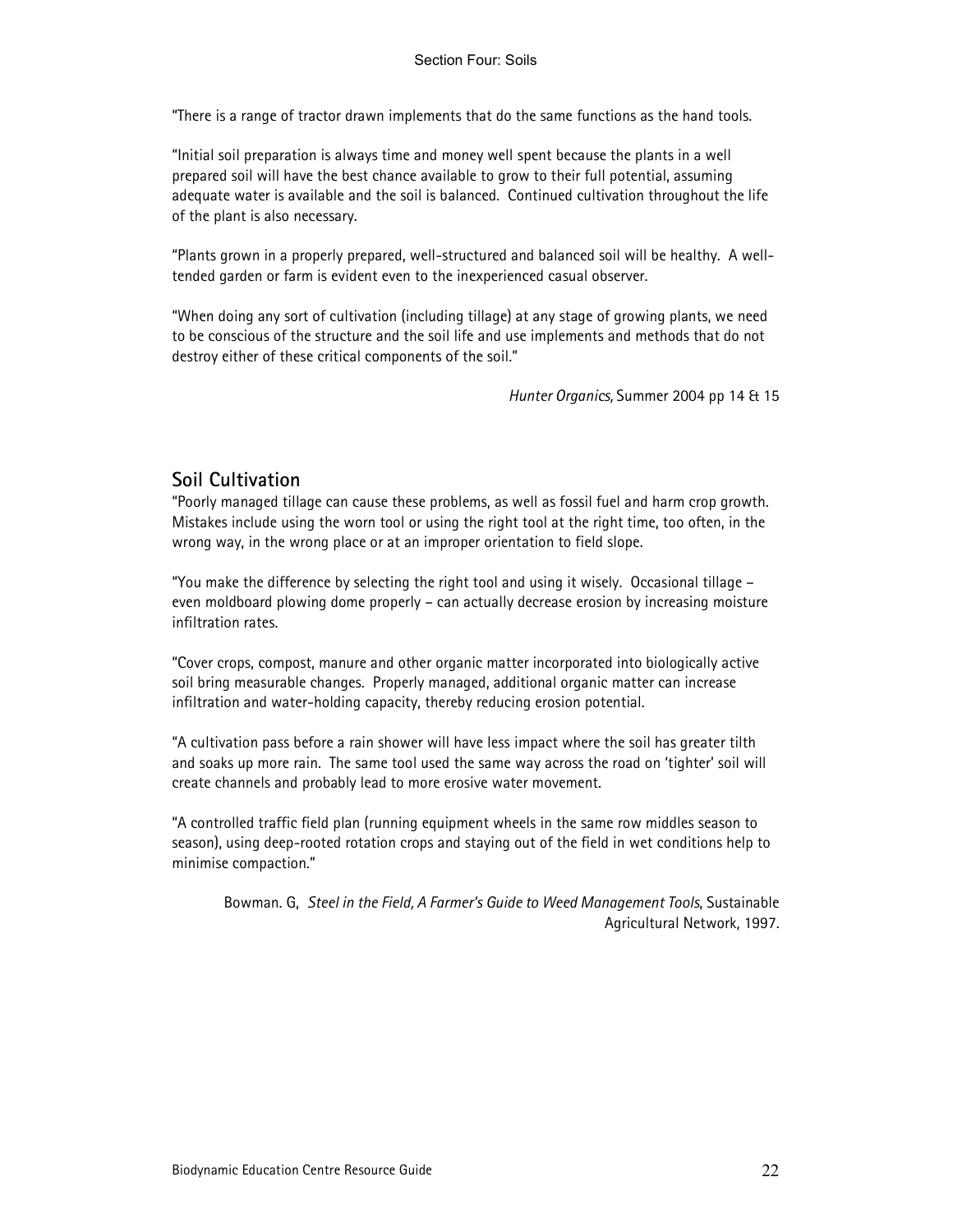"There is a range of tractor drawn implements that do the same functions as the hand tools.

"Initial soil preparation is always time and money well spent because the plants in a well prepared soil will have the best chance available to grow to their full potential, assuming adequate water is available and the soil is balanced. Continued cultivation throughout the life of the plant is also necessary.

"Plants grown in a properly prepared, well-structured and balanced soil will be healthy. A well-tended garden or farm is evident even to the inexperienced casual observer.

"When doing any sort of cultivation (including tillage) at any stage of growing plants, we need to be conscious of the structure and the soil life and use implements and methods that do not destroy either of these critical components of the soil."

*Hunter Organics*, Summer 2004 pp 14 & 15

## Soil Cultivation

"Poorly managed tillage can cause these problems, as well as fossil fuel and harm crop growth. Mistakes include using the worn tool or using the right tool at the right time, too often, in the wrong way, in the wrong place or at an improper orientation to field slope.

"You make the difference by selecting the right tool and using it wisely. Occasional tillage – even moldboard plowing dome properly – can actually decrease erosion by increasing moisture infiltration rates.

"Cover crops, compost, manure and other organic matter incorporated into biologically active soil bring measurable changes. Properly managed, additional organic matter can increase infiltration and water-holding capacity, thereby reducing erosion potential.

"A cultivation pass before a rain shower will have less impact where the soil has greater tilth and soaks up more rain. The same tool used the same way across the road on 'tighter' soil will create channels and probably lead to more erosive water movement.

"A controlled traffic field plan (running equipment wheels in the same row middles season to season), using deep-rooted rotation crops and staying out of the field in wet conditions help to minimise compaction."

Bowman. G, *Steel in the Field, A Farmer's Guide to Weed Management Tools*, Sustainable Agricultural Network, 1997.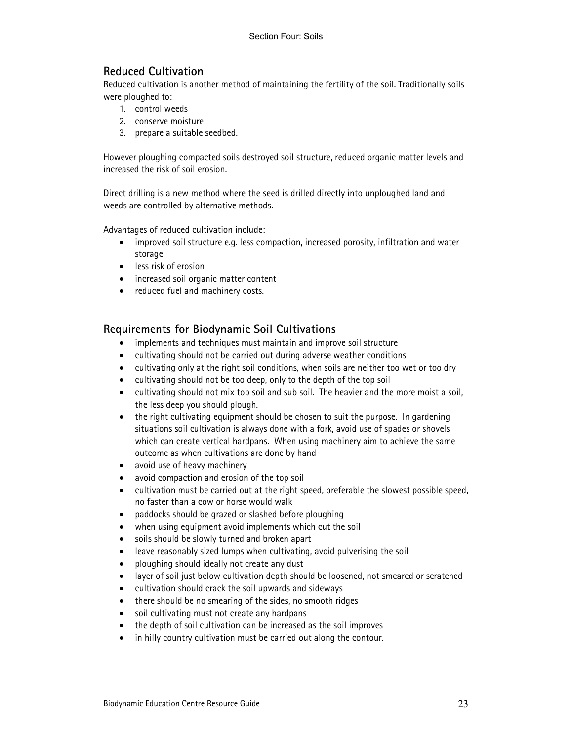## Reduced Cultivation

Reduced cultivation is another method of maintaining the fertility of the soil. Traditionally soils were ploughed to:

1. control weeds
2. conserve moisture
3. prepare a suitable seedbed.

However ploughing compacted soils destroyed soil structure, reduced organic matter levels and increased the risk of soil erosion.

Direct drilling is a new method where the seed is drilled directly into unploughed land and weeds are controlled by alternative methods.

Advantages of reduced cultivation include:

- improved soil structure e.g. less compaction, increased porosity, infiltration and water storage
- less risk of erosion
- increased soil organic matter content
- reduced fuel and machinery costs.

## Requirements for Biodynamic Soil Cultivations

- implements and techniques must maintain and improve soil structure
- cultivating should not be carried out during adverse weather conditions
- cultivating only at the right soil conditions, when soils are neither too wet or too dry
- cultivating should not be too deep, only to the depth of the top soil
- cultivating should not mix top soil and sub soil. The heavier and the more moist a soil, the less deep you should plough.
- the right cultivating equipment should be chosen to suit the purpose. In gardening situations soil cultivation is always done with a fork, avoid use of spades or shovels which can create vertical hardpans. When using machinery aim to achieve the same outcome as when cultivations are done by hand
- avoid use of heavy machinery
- avoid compaction and erosion of the top soil
- cultivation must be carried out at the right speed, preferable the slowest possible speed, no faster than a cow or horse would walk
- paddocks should be grazed or slashed before ploughing
- when using equipment avoid implements which cut the soil
- soils should be slowly turned and broken apart
- leave reasonably sized lumps when cultivating, avoid pulverising the soil
- ploughing should ideally not create any dust
- layer of soil just below cultivation depth should be loosened, not smeared or scratched
- cultivation should crack the soil upwards and sideways
- there should be no smearing of the sides, no smooth ridges
- soil cultivating must not create any hardpans
- the depth of soil cultivation can be increased as the soil improves
- in hilly country cultivation must be carried out along the contour.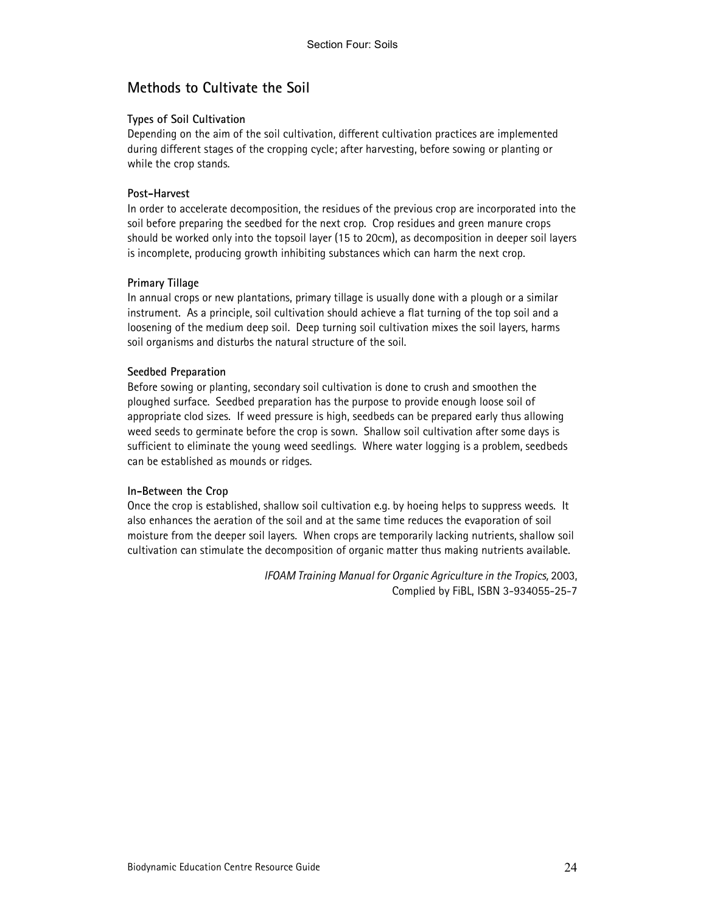## Methods to Cultivate the Soil

### Types of Soil Cultivation

Depending on the aim of the soil cultivation, different cultivation practices are implemented during different stages of the cropping cycle; after harvesting, before sowing or planting or while the crop stands.

### Post-Harvest

In order to accelerate decomposition, the residues of the previous crop are incorporated into the soil before preparing the seedbed for the next crop. Crop residues and green manure crops should be worked only into the topsoil layer (15 to 20cm), as decomposition in deeper soil layers is incomplete, producing growth inhibiting substances which can harm the next crop.

### Primary Tillage

In annual crops or new plantations, primary tillage is usually done with a plough or a similar instrument. As a principle, soil cultivation should achieve a flat turning of the top soil and a loosening of the medium deep soil. Deep turning soil cultivation mixes the soil layers, harms soil organisms and disturbs the natural structure of the soil.

### Seedbed Preparation

Before sowing or planting, secondary soil cultivation is done to crush and smoothen the ploughed surface. Seedbed preparation has the purpose to provide enough loose soil of appropriate clod sizes. If weed pressure is high, seedbeds can be prepared early thus allowing weed seeds to germinate before the crop is sown. Shallow soil cultivation after some days is sufficient to eliminate the young weed seedlings. Where water logging is a problem, seedbeds can be established as mounds or ridges.

### In-Between the Crop

Once the crop is established, shallow soil cultivation e.g. by hoeing helps to suppress weeds. It also enhances the aeration of the soil and at the same time reduces the evaporation of soil moisture from the deeper soil layers. When crops are temporarily lacking nutrients, shallow soil cultivation can stimulate the decomposition of organic matter thus making nutrients available.

*IFOAM Training Manual for Organic Agriculture in the Tropics,* 2003,
Complied by FiBL, ISBN 3-934055-25-7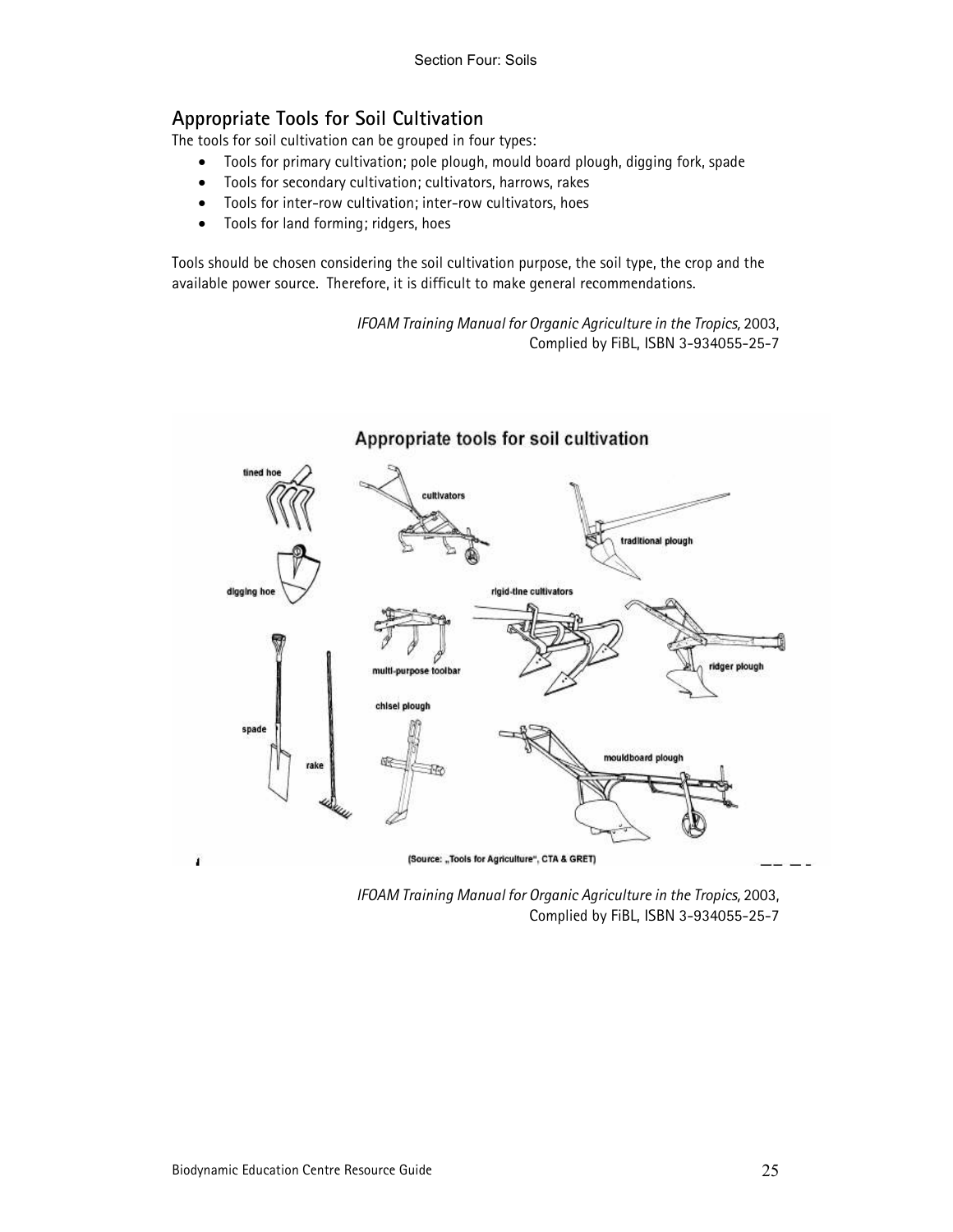## Appropriate Tools for Soil Cultivation

The tools for soil cultivation can be grouped in four types:

- Tools for primary cultivation; pole plough, mould board plough, digging fork, spade
- Tools for secondary cultivation; cultivators, harrows, rakes
- Tools for inter-row cultivation; inter-row cultivators, hoes
- Tools for land forming; ridgers, hoes

Tools should be chosen considering the soil cultivation purpose, the soil type, the crop and the available power source. Therefore, it is difficult to make general recommendations.

*IFOAM Training Manual for Organic Agriculture in the Tropics,* 2003, Complied by FiBL, ISBN 3-934055-25-7

**Appropriate tools for soil cultivation**

tined hoe, cultivators, traditional plough, digging hoe, rigid-tine cultivators, multi-purpose toolbar, ridger plough, chisel plough, spade, rake, mouldboard plough

(Source: „Tools for Agriculture", CTA & GRET)

*IFOAM Training Manual for Organic Agriculture in the Tropics,* 2003, Complied by FiBL, ISBN 3-934055-25-7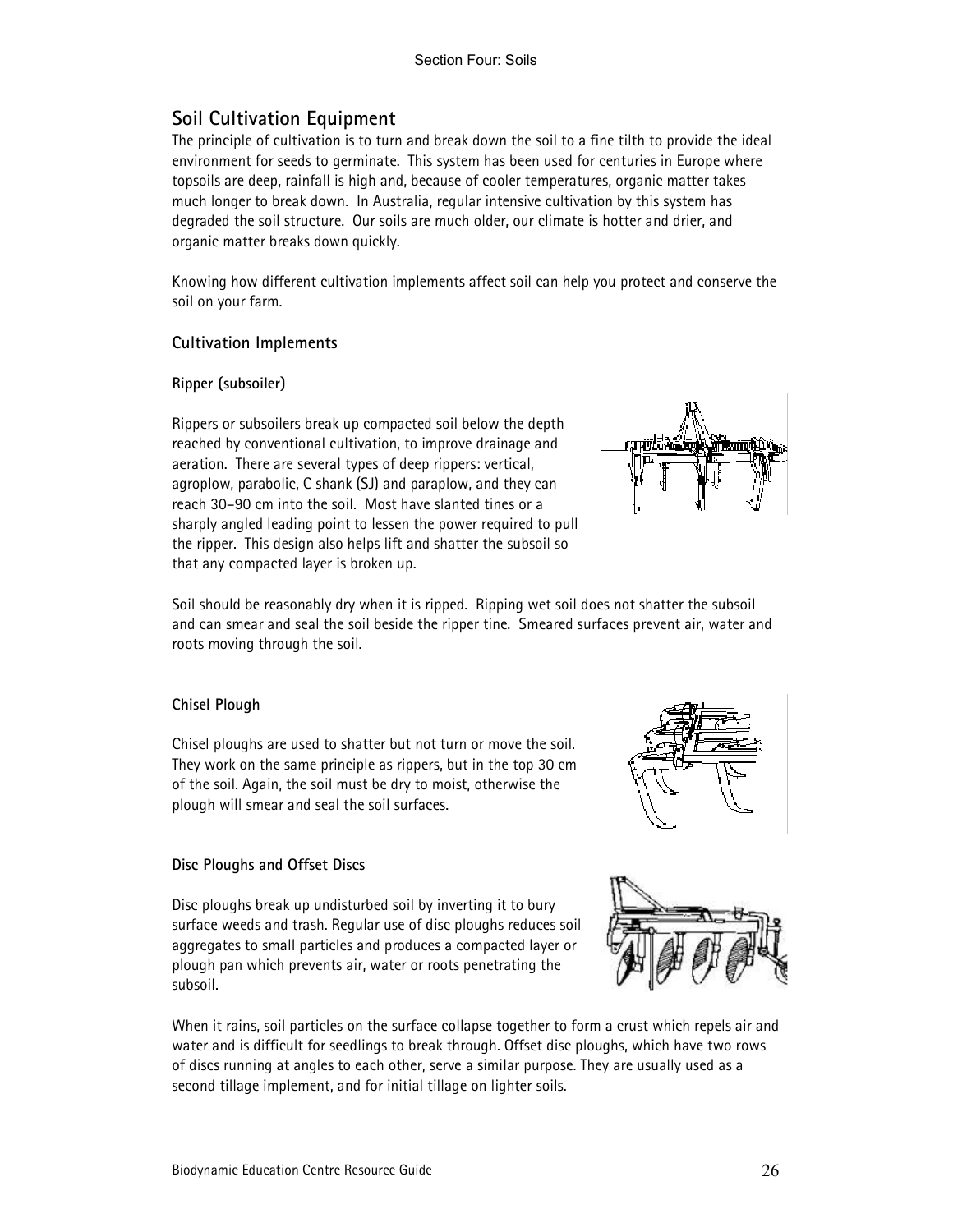## Soil Cultivation Equipment

The principle of cultivation is to turn and break down the soil to a fine tilth to provide the ideal environment for seeds to germinate. This system has been used for centuries in Europe where topsoils are deep, rainfall is high and, because of cooler temperatures, organic matter takes much longer to break down. In Australia, regular intensive cultivation by this system has degraded the soil structure. Our soils are much older, our climate is hotter and drier, and organic matter breaks down quickly.

Knowing how different cultivation implements affect soil can help you protect and conserve the soil on your farm.

### Cultivation Implements

#### Ripper (subsoiler)

Rippers or subsoilers break up compacted soil below the depth reached by conventional cultivation, to improve drainage and aeration. There are several types of deep rippers: vertical, agroplow, parabolic, C shank (SJ) and paraplow, and they can reach 30–90 cm into the soil. Most have slanted tines or a sharply angled leading point to lessen the power required to pull the ripper. This design also helps lift and shatter the subsoil so that any compacted layer is broken up.

Soil should be reasonably dry when it is ripped. Ripping wet soil does not shatter the subsoil and can smear and seal the soil beside the ripper tine. Smeared surfaces prevent air, water and roots moving through the soil.

#### Chisel Plough

Chisel ploughs are used to shatter but not turn or move the soil. They work on the same principle as rippers, but in the top 30 cm of the soil. Again, the soil must be dry to moist, otherwise the plough will smear and seal the soil surfaces.

#### Disc Ploughs and Offset Discs

Disc ploughs break up undisturbed soil by inverting it to bury surface weeds and trash. Regular use of disc ploughs reduces soil aggregates to small particles and produces a compacted layer or plough pan which prevents air, water or roots penetrating the subsoil.

When it rains, soil particles on the surface collapse together to form a crust which repels air and water and is difficult for seedlings to break through. Offset disc ploughs, which have two rows of discs running at angles to each other, serve a similar purpose. They are usually used as a second tillage implement, and for initial tillage on lighter soils.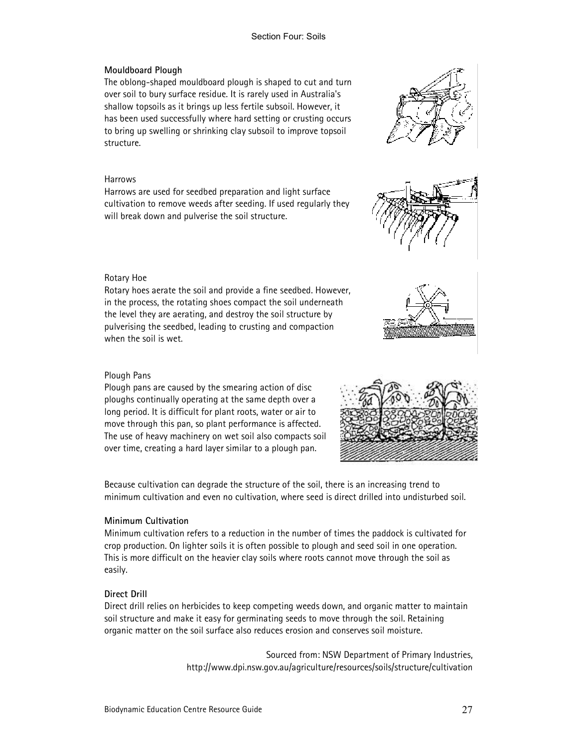**Mouldboard Plough**

The oblong-shaped mouldboard plough is shaped to cut and turn over soil to bury surface residue. It is rarely used in Australia's shallow topsoils as it brings up less fertile subsoil. However, it has been used successfully where hard setting or crusting occurs to bring up swelling or shrinking clay subsoil to improve topsoil structure.

Harrows

Harrows are used for seedbed preparation and light surface cultivation to remove weeds after seeding. If used regularly they will break down and pulverise the soil structure.

Rotary Hoe

Rotary hoes aerate the soil and provide a fine seedbed. However, in the process, the rotating shoes compact the soil underneath the level they are aerating, and destroy the soil structure by pulverising the seedbed, leading to crusting and compaction when the soil is wet.

Plough Pans

Plough pans are caused by the smearing action of disc ploughs continually operating at the same depth over a long period. It is difficult for plant roots, water or air to move through this pan, so plant performance is affected. The use of heavy machinery on wet soil also compacts soil over time, creating a hard layer similar to a plough pan.

Because cultivation can degrade the structure of the soil, there is an increasing trend to minimum cultivation and even no cultivation, where seed is direct drilled into undisturbed soil.

**Minimum Cultivation**

Minimum cultivation refers to a reduction in the number of times the paddock is cultivated for crop production. On lighter soils it is often possible to plough and seed soil in one operation. This is more difficult on the heavier clay soils where roots cannot move through the soil as easily.

**Direct Drill**

Direct drill relies on herbicides to keep competing weeds down, and organic matter to maintain soil structure and make it easy for germinating seeds to move through the soil. Retaining organic matter on the soil surface also reduces erosion and conserves soil moisture.

Sourced from: NSW Department of Primary Industries, http://www.dpi.nsw.gov.au/agriculture/resources/soils/structure/cultivation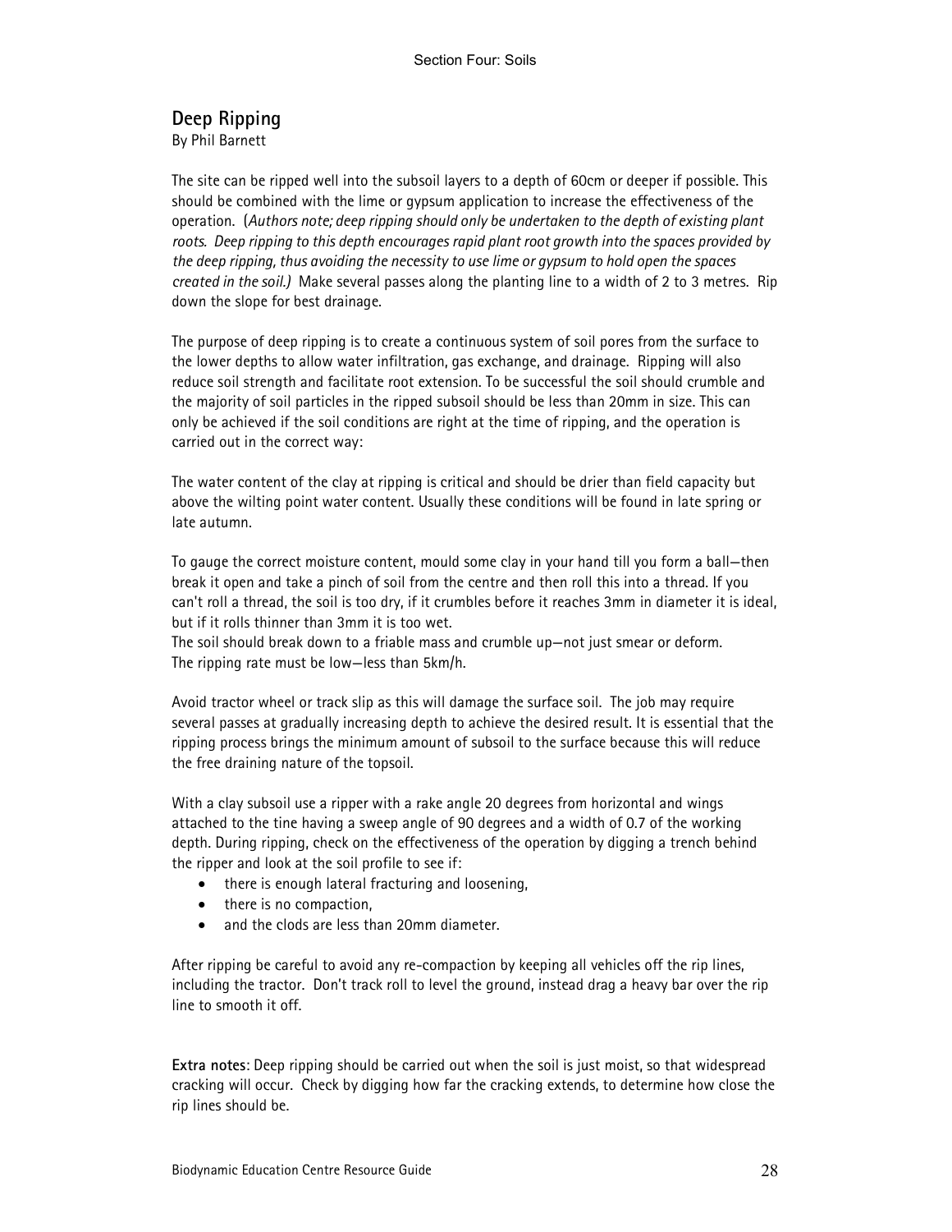## Deep Ripping

By Phil Barnett

The site can be ripped well into the subsoil layers to a depth of 60cm or deeper if possible. This should be combined with the lime or gypsum application to increase the effectiveness of the operation. (*Authors note; deep ripping should only be undertaken to the depth of existing plant roots. Deep ripping to this depth encourages rapid plant root growth into the spaces provided by the deep ripping, thus avoiding the necessity to use lime or gypsum to hold open the spaces created in the soil.)* Make several passes along the planting line to a width of 2 to 3 metres. Rip down the slope for best drainage.

The purpose of deep ripping is to create a continuous system of soil pores from the surface to the lower depths to allow water infiltration, gas exchange, and drainage. Ripping will also reduce soil strength and facilitate root extension. To be successful the soil should crumble and the majority of soil particles in the ripped subsoil should be less than 20mm in size. This can only be achieved if the soil conditions are right at the time of ripping, and the operation is carried out in the correct way:

The water content of the clay at ripping is critical and should be drier than field capacity but above the wilting point water content. Usually these conditions will be found in late spring or late autumn.

To gauge the correct moisture content, mould some clay in your hand till you form a ball—then break it open and take a pinch of soil from the centre and then roll this into a thread. If you can't roll a thread, the soil is too dry, if it crumbles before it reaches 3mm in diameter it is ideal, but if it rolls thinner than 3mm it is too wet.
The soil should break down to a friable mass and crumble up—not just smear or deform.
The ripping rate must be low—less than 5km/h.

Avoid tractor wheel or track slip as this will damage the surface soil. The job may require several passes at gradually increasing depth to achieve the desired result. It is essential that the ripping process brings the minimum amount of subsoil to the surface because this will reduce the free draining nature of the topsoil.

With a clay subsoil use a ripper with a rake angle 20 degrees from horizontal and wings attached to the tine having a sweep angle of 90 degrees and a width of 0.7 of the working depth. During ripping, check on the effectiveness of the operation by digging a trench behind the ripper and look at the soil profile to see if:

- there is enough lateral fracturing and loosening,
- there is no compaction,
- and the clods are less than 20mm diameter.

After ripping be careful to avoid any re-compaction by keeping all vehicles off the rip lines, including the tractor. Don't track roll to level the ground, instead drag a heavy bar over the rip line to smooth it off.

**Extra notes**: Deep ripping should be carried out when the soil is just moist, so that widespread cracking will occur. Check by digging how far the cracking extends, to determine how close the rip lines should be.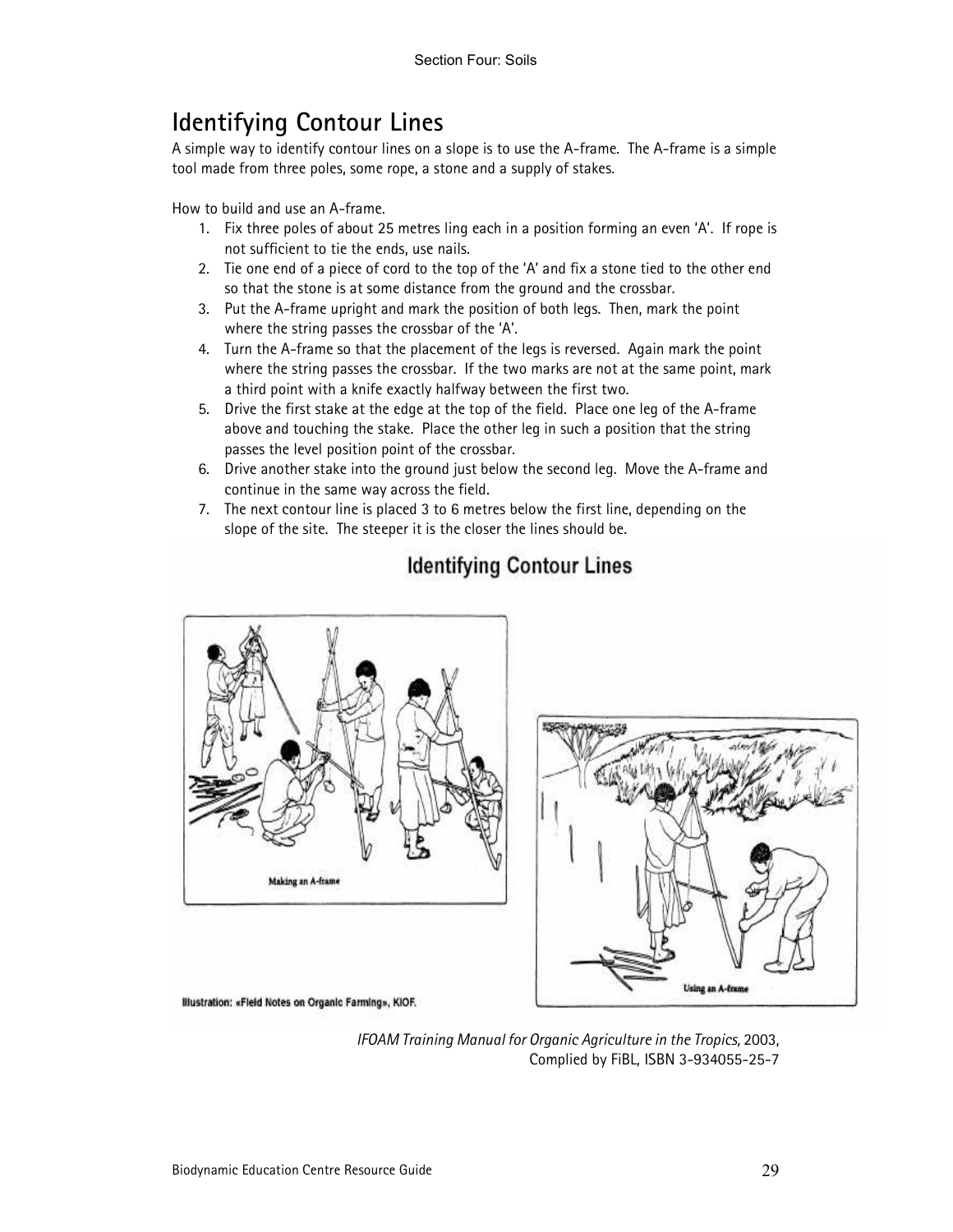# Identifying Contour Lines

A simple way to identify contour lines on a slope is to use the A-frame. The A-frame is a simple tool made from three poles, some rope, a stone and a supply of stakes.

How to build and use an A-frame.

1. Fix three poles of about 25 metres ling each in a position forming an even 'A'. If rope is not sufficient to tie the ends, use nails.
2. Tie one end of a piece of cord to the top of the 'A' and fix a stone tied to the other end so that the stone is at some distance from the ground and the crossbar.
3. Put the A-frame upright and mark the position of both legs. Then, mark the point where the string passes the crossbar of the 'A'.
4. Turn the A-frame so that the placement of the legs is reversed. Again mark the point where the string passes the crossbar. If the two marks are not at the same point, mark a third point with a knife exactly halfway between the first two.
5. Drive the first stake at the edge at the top of the field. Place one leg of the A-frame above and touching the stake. Place the other leg in such a position that the string passes the level position point of the crossbar.
6. Drive another stake into the ground just below the second leg. Move the A-frame and continue in the same way across the field.
7. The next contour line is placed 3 to 6 metres below the first line, depending on the slope of the site. The steeper it is the closer the lines should be.

**Identifying Contour Lines**

Making an A-frame

Using an A-frame

Illustration: «Field Notes on Organic Farming», KIOF.

*IFOAM Training Manual for Organic Agriculture in the Tropics,* 2003, Complied by FiBL, ISBN 3-934055-25-7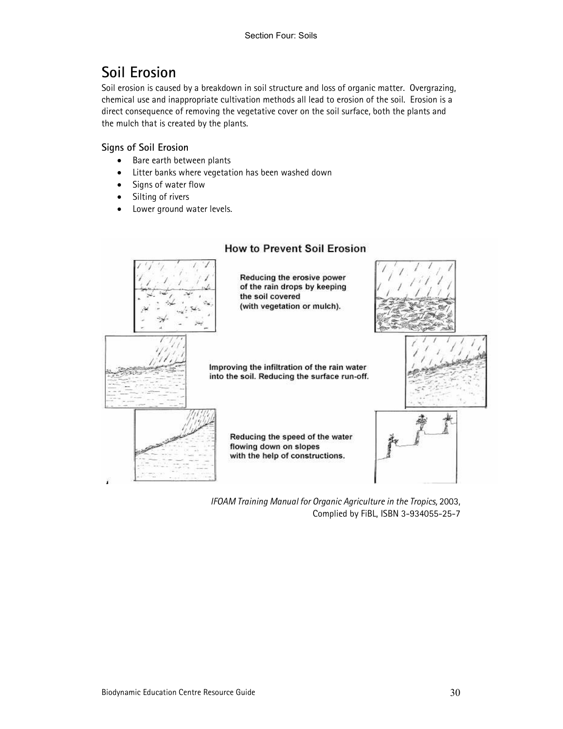# Soil Erosion

Soil erosion is caused by a breakdown in soil structure and loss of organic matter. Overgrazing, chemical use and inappropriate cultivation methods all lead to erosion of the soil. Erosion is a direct consequence of removing the vegetative cover on the soil surface, both the plants and the mulch that is created by the plants.

### Signs of Soil Erosion

- Bare earth between plants
- Litter banks where vegetation has been washed down
- Signs of water flow
- Silting of rivers
- Lower ground water levels.

**How to Prevent Soil Erosion**

Reducing the erosive power of the rain drops by keeping the soil covered (with vegetation or mulch).

Improving the infiltration of the rain water into the soil. Reducing the surface run-off.

Reducing the speed of the water flowing down on slopes with the help of constructions.

*IFOAM Training Manual for Organic Agriculture in the Tropics*, 2003, Complied by FiBL, ISBN 3-934055-25-7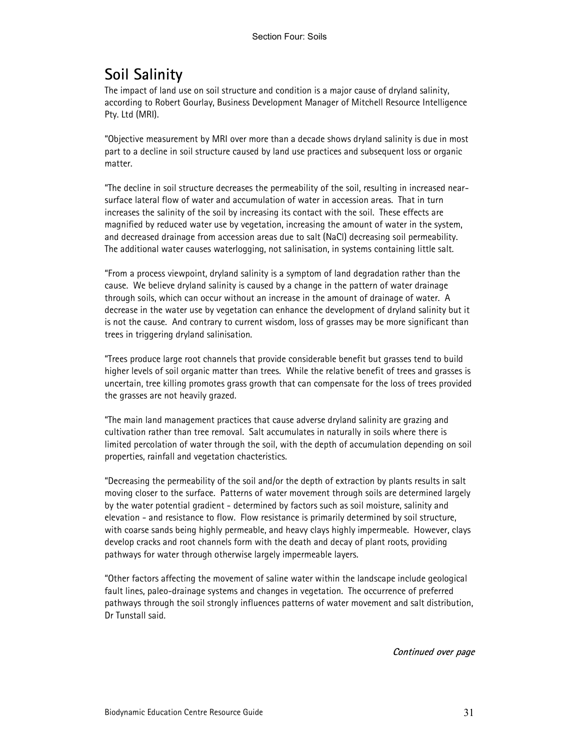# Soil Salinity

The impact of land use on soil structure and condition is a major cause of dryland salinity, according to Robert Gourlay, Business Development Manager of Mitchell Resource Intelligence Pty. Ltd (MRI).

"Objective measurement by MRI over more than a decade shows dryland salinity is due in most part to a decline in soil structure caused by land use practices and subsequent loss or organic matter.

"The decline in soil structure decreases the permeability of the soil, resulting in increased near-surface lateral flow of water and accumulation of water in accession areas. That in turn increases the salinity of the soil by increasing its contact with the soil. These effects are magnified by reduced water use by vegetation, increasing the amount of water in the system, and decreased drainage from accession areas due to salt (NaCl) decreasing soil permeability. The additional water causes waterlogging, not salinisation, in systems containing little salt.

"From a process viewpoint, dryland salinity is a symptom of land degradation rather than the cause. We believe dryland salinity is caused by a change in the pattern of water drainage through soils, which can occur without an increase in the amount of drainage of water. A decrease in the water use by vegetation can enhance the development of dryland salinity but it is not the cause. And contrary to current wisdom, loss of grasses may be more significant than trees in triggering dryland salinisation.

"Trees produce large root channels that provide considerable benefit but grasses tend to build higher levels of soil organic matter than trees. While the relative benefit of trees and grasses is uncertain, tree killing promotes grass growth that can compensate for the loss of trees provided the grasses are not heavily grazed.

"The main land management practices that cause adverse dryland salinity are grazing and cultivation rather than tree removal. Salt accumulates in naturally in soils where there is limited percolation of water through the soil, with the depth of accumulation depending on soil properties, rainfall and vegetation chacteristics.

"Decreasing the permeability of the soil and/or the depth of extraction by plants results in salt moving closer to the surface. Patterns of water movement through soils are determined largely by the water potential gradient - determined by factors such as soil moisture, salinity and elevation - and resistance to flow. Flow resistance is primarily determined by soil structure, with coarse sands being highly permeable, and heavy clays highly impermeable. However, clays develop cracks and root channels form with the death and decay of plant roots, providing pathways for water through otherwise largely impermeable layers.

"Other factors affecting the movement of saline water within the landscape include geological fault lines, paleo-drainage systems and changes in vegetation. The occurrence of preferred pathways through the soil strongly influences patterns of water movement and salt distribution, Dr Tunstall said.

*Continued over page*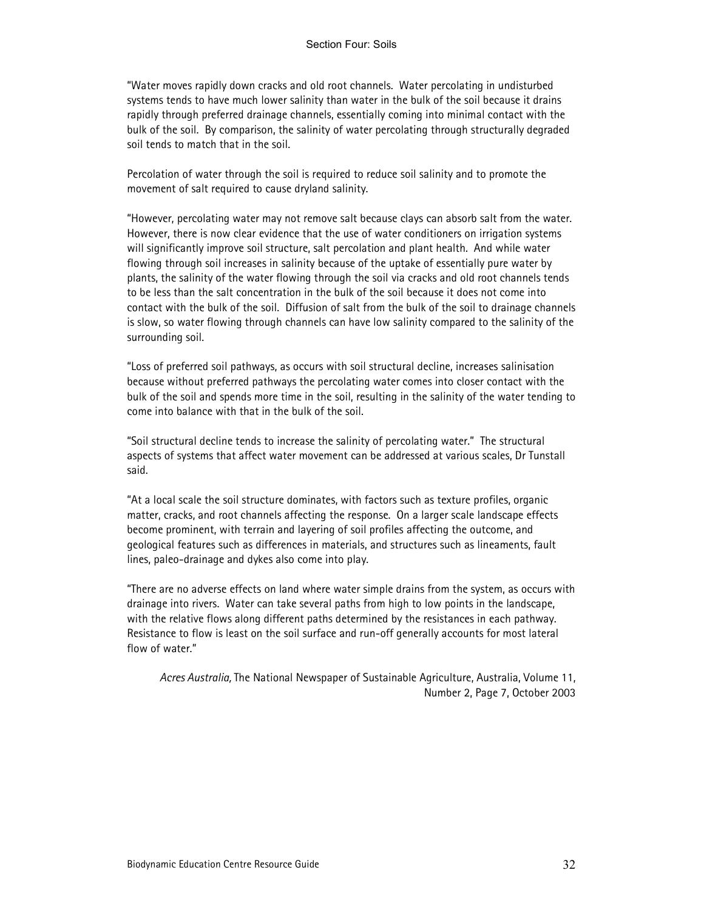"Water moves rapidly down cracks and old root channels. Water percolating in undisturbed systems tends to have much lower salinity than water in the bulk of the soil because it drains rapidly through preferred drainage channels, essentially coming into minimal contact with the bulk of the soil. By comparison, the salinity of water percolating through structurally degraded soil tends to match that in the soil.

Percolation of water through the soil is required to reduce soil salinity and to promote the movement of salt required to cause dryland salinity.

"However, percolating water may not remove salt because clays can absorb salt from the water. However, there is now clear evidence that the use of water conditioners on irrigation systems will significantly improve soil structure, salt percolation and plant health. And while water flowing through soil increases in salinity because of the uptake of essentially pure water by plants, the salinity of the water flowing through the soil via cracks and old root channels tends to be less than the salt concentration in the bulk of the soil because it does not come into contact with the bulk of the soil. Diffusion of salt from the bulk of the soil to drainage channels is slow, so water flowing through channels can have low salinity compared to the salinity of the surrounding soil.

"Loss of preferred soil pathways, as occurs with soil structural decline, increases salinisation because without preferred pathways the percolating water comes into closer contact with the bulk of the soil and spends more time in the soil, resulting in the salinity of the water tending to come into balance with that in the bulk of the soil.

"Soil structural decline tends to increase the salinity of percolating water." The structural aspects of systems that affect water movement can be addressed at various scales, Dr Tunstall said.

"At a local scale the soil structure dominates, with factors such as texture profiles, organic matter, cracks, and root channels affecting the response. On a larger scale landscape effects become prominent, with terrain and layering of soil profiles affecting the outcome, and geological features such as differences in materials, and structures such as lineaments, fault lines, paleo-drainage and dykes also come into play.

"There are no adverse effects on land where water simple drains from the system, as occurs with drainage into rivers. Water can take several paths from high to low points in the landscape, with the relative flows along different paths determined by the resistances in each pathway. Resistance to flow is least on the soil surface and run-off generally accounts for most lateral flow of water."

*Acres Australia,* The National Newspaper of Sustainable Agriculture, Australia, Volume 11, Number 2, Page 7, October 2003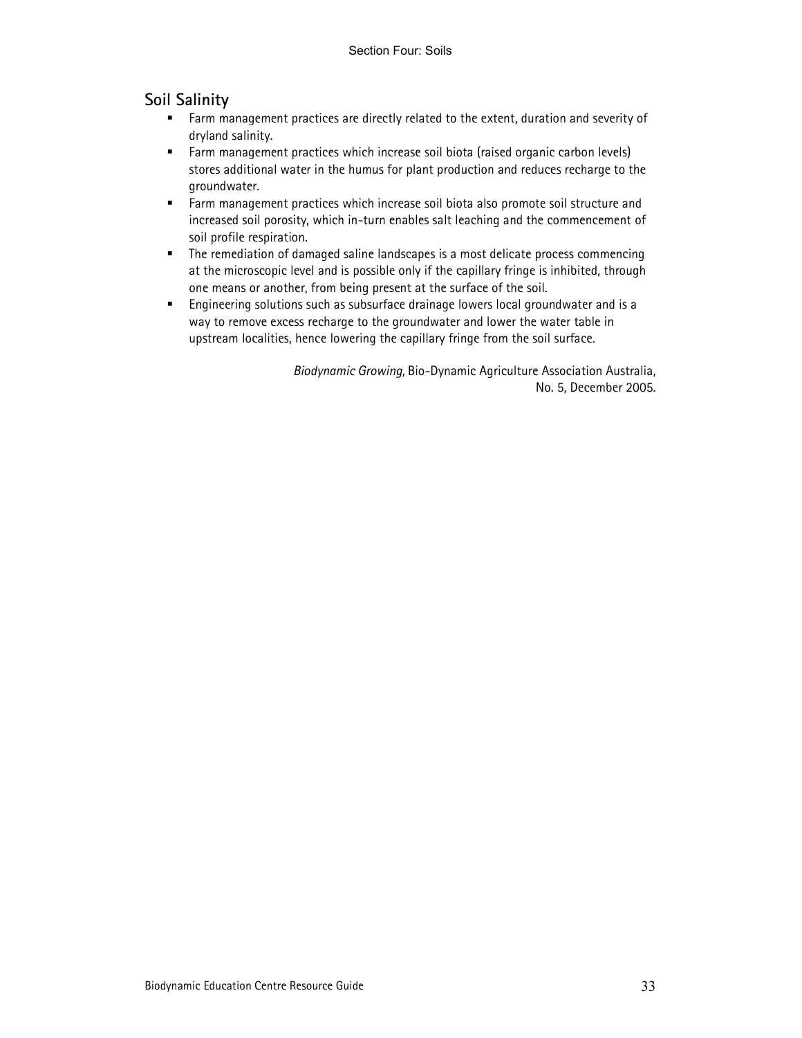## Soil Salinity

- Farm management practices are directly related to the extent, duration and severity of dryland salinity.
- Farm management practices which increase soil biota (raised organic carbon levels) stores additional water in the humus for plant production and reduces recharge to the groundwater.
- Farm management practices which increase soil biota also promote soil structure and increased soil porosity, which in-turn enables salt leaching and the commencement of soil profile respiration.
- The remediation of damaged saline landscapes is a most delicate process commencing at the microscopic level and is possible only if the capillary fringe is inhibited, through one means or another, from being present at the surface of the soil.
- Engineering solutions such as subsurface drainage lowers local groundwater and is a way to remove excess recharge to the groundwater and lower the water table in upstream localities, hence lowering the capillary fringe from the soil surface.

*Biodynamic Growing,* Bio-Dynamic Agriculture Association Australia, No. 5, December 2005.